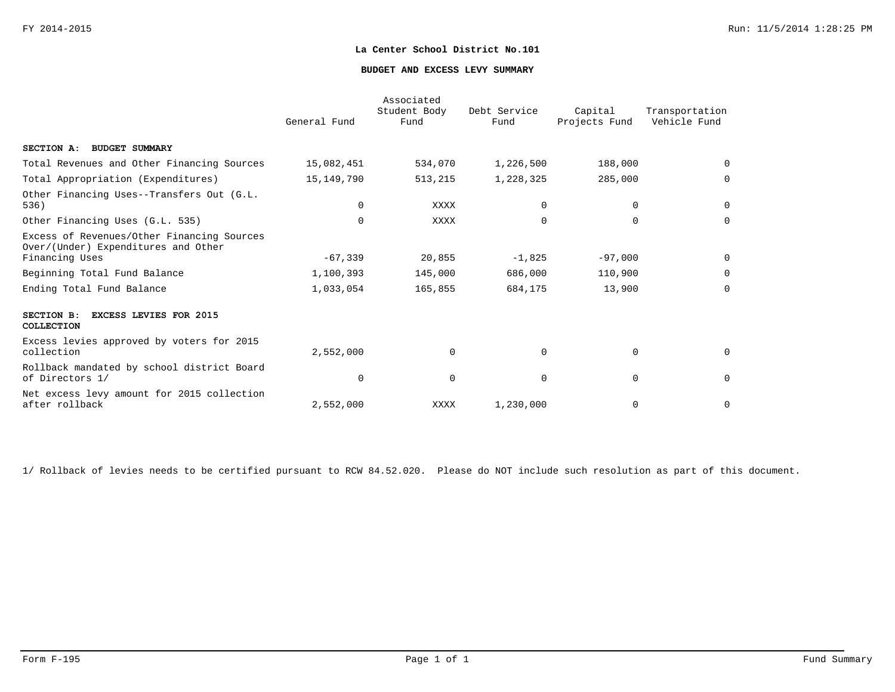# La Center School District No.101

## BUDGET AND EXCESS LEVY SUMMARY

| | General Fund | Associated Student Body Fund | Debt Service Fund | Capital Projects Fund | Transportation Vehicle Fund |
|---|---|---|---|---|---|
| **SECTION A: BUDGET SUMMARY** | | | | | |
| Total Revenues and Other Financing Sources | 15,082,451 | 534,070 | 1,226,500 | 188,000 | 0 |
| Total Appropriation (Expenditures) | 15,149,790 | 513,215 | 1,228,325 | 285,000 | 0 |
| Other Financing Uses--Transfers Out (G.L. 536) | 0 | XXXX | 0 | 0 | 0 |
| Other Financing Uses (G.L. 535) | 0 | XXXX | 0 | 0 | 0 |
| Excess of Revenues/Other Financing Sources Over/(Under) Expenditures and Other Financing Uses | -67,339 | 20,855 | -1,825 | -97,000 | 0 |
| Beginning Total Fund Balance | 1,100,393 | 145,000 | 686,000 | 110,900 | 0 |
| Ending Total Fund Balance | 1,033,054 | 165,855 | 684,175 | 13,900 | 0 |
| **SECTION B: EXCESS LEVIES FOR 2015 COLLECTION** | | | | | |
| Excess levies approved by voters for 2015 collection | 2,552,000 | 0 | 0 | 0 | 0 |
| Rollback mandated by school district Board of Directors 1/ | 0 | 0 | 0 | 0 | 0 |
| Net excess levy amount for 2015 collection after rollback | 2,552,000 | XXXX | 1,230,000 | 0 | 0 |

1/ Rollback of levies needs to be certified pursuant to RCW 84.52.020. Please do NOT include such resolution as part of this document.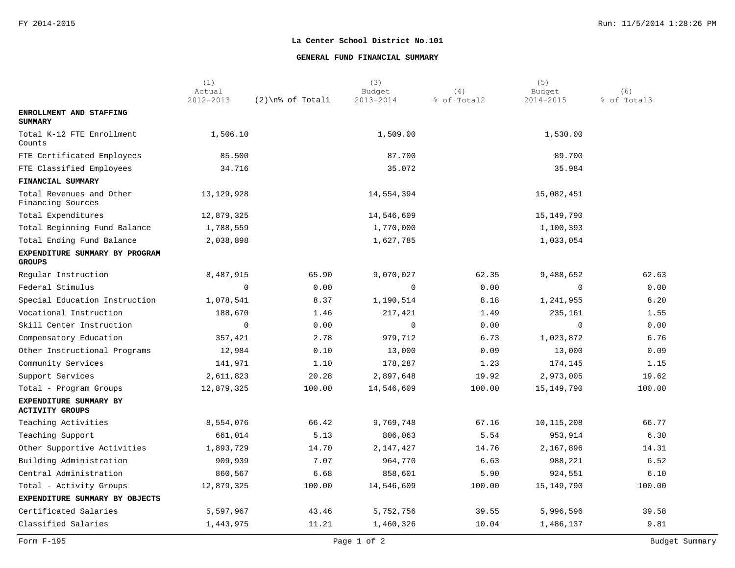FY 2014-2015

# La Center School District No.101

## GENERAL FUND FINANCIAL SUMMARY

| | (1) Actual 2012-2013 | (2)\n% of Total1 | (3) Budget 2013-2014 | (4) % of Total2 | (5) Budget 2014-2015 | (6) % of Total3 |
|---|---|---|---|---|---|---|
| **ENROLLMENT AND STAFFING SUMMARY** | | | | | | |
| Total K-12 FTE Enrollment Counts | 1,506.10 | | 1,509.00 | | 1,530.00 | |
| FTE Certificated Employees | 85.500 | | 87.700 | | 89.700 | |
| FTE Classified Employees | 34.716 | | 35.072 | | 35.984 | |
| **FINANCIAL SUMMARY** | | | | | | |
| Total Revenues and Other Financing Sources | 13,129,928 | | 14,554,394 | | 15,082,451 | |
| Total Expenditures | 12,879,325 | | 14,546,609 | | 15,149,790 | |
| Total Beginning Fund Balance | 1,788,559 | | 1,770,000 | | 1,100,393 | |
| Total Ending Fund Balance | 2,038,898 | | 1,627,785 | | 1,033,054 | |
| **EXPENDITURE SUMMARY BY PROGRAM GROUPS** | | | | | | |
| Regular Instruction | 8,487,915 | 65.90 | 9,070,027 | 62.35 | 9,488,652 | 62.63 |
| Federal Stimulus | 0 | 0.00 | 0 | 0.00 | 0 | 0.00 |
| Special Education Instruction | 1,078,541 | 8.37 | 1,190,514 | 8.18 | 1,241,955 | 8.20 |
| Vocational Instruction | 188,670 | 1.46 | 217,421 | 1.49 | 235,161 | 1.55 |
| Skill Center Instruction | 0 | 0.00 | 0 | 0.00 | 0 | 0.00 |
| Compensatory Education | 357,421 | 2.78 | 979,712 | 6.73 | 1,023,872 | 6.76 |
| Other Instructional Programs | 12,984 | 0.10 | 13,000 | 0.09 | 13,000 | 0.09 |
| Community Services | 141,971 | 1.10 | 178,287 | 1.23 | 174,145 | 1.15 |
| Support Services | 2,611,823 | 20.28 | 2,897,648 | 19.92 | 2,973,005 | 19.62 |
| Total - Program Groups | 12,879,325 | 100.00 | 14,546,609 | 100.00 | 15,149,790 | 100.00 |
| **EXPENDITURE SUMMARY BY ACTIVITY GROUPS** | | | | | | |
| Teaching Activities | 8,554,076 | 66.42 | 9,769,748 | 67.16 | 10,115,208 | 66.77 |
| Teaching Support | 661,014 | 5.13 | 806,063 | 5.54 | 953,914 | 6.30 |
| Other Supportive Activities | 1,893,729 | 14.70 | 2,147,427 | 14.76 | 2,167,896 | 14.31 |
| Building Administration | 909,939 | 7.07 | 964,770 | 6.63 | 988,221 | 6.52 |
| Central Administration | 860,567 | 6.68 | 858,601 | 5.90 | 924,551 | 6.10 |
| Total - Activity Groups | 12,879,325 | 100.00 | 14,546,609 | 100.00 | 15,149,790 | 100.00 |
| **EXPENDITURE SUMMARY BY OBJECTS** | | | | | | |
| Certificated Salaries | 5,597,967 | 43.46 | 5,752,756 | 39.55 | 5,996,596 | 39.58 |
| Classified Salaries | 1,443,975 | 11.21 | 1,460,326 | 10.04 | 1,486,137 | 9.81 |

Form F-195 Budget Summary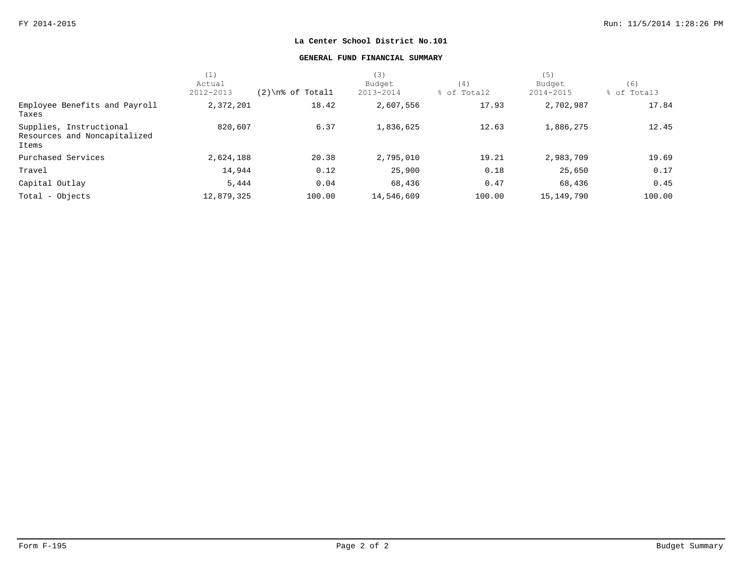**La Center School District No.101**

**GENERAL FUND FINANCIAL SUMMARY**

| | (1) Actual 2012-2013 | (2)\n% of Total1 | (3) Budget 2013-2014 | (4) % of Total2 | (5) Budget 2014-2015 | (6) % of Total3 |
|---|---|---|---|---|---|---|
| Employee Benefits and Payroll Taxes | 2,372,201 | 18.42 | 2,607,556 | 17.93 | 2,702,987 | 17.84 |
| Supplies, Instructional Resources and Noncapitalized Items | 820,607 | 6.37 | 1,836,625 | 12.63 | 1,886,275 | 12.45 |
| Purchased Services | 2,624,188 | 20.38 | 2,795,010 | 19.21 | 2,983,709 | 19.69 |
| Travel | 14,944 | 0.12 | 25,900 | 0.18 | 25,650 | 0.17 |
| Capital Outlay | 5,444 | 0.04 | 68,436 | 0.47 | 68,436 | 0.45 |
| Total - Objects | 12,879,325 | 100.00 | 14,546,609 | 100.00 | 15,149,790 | 100.00 |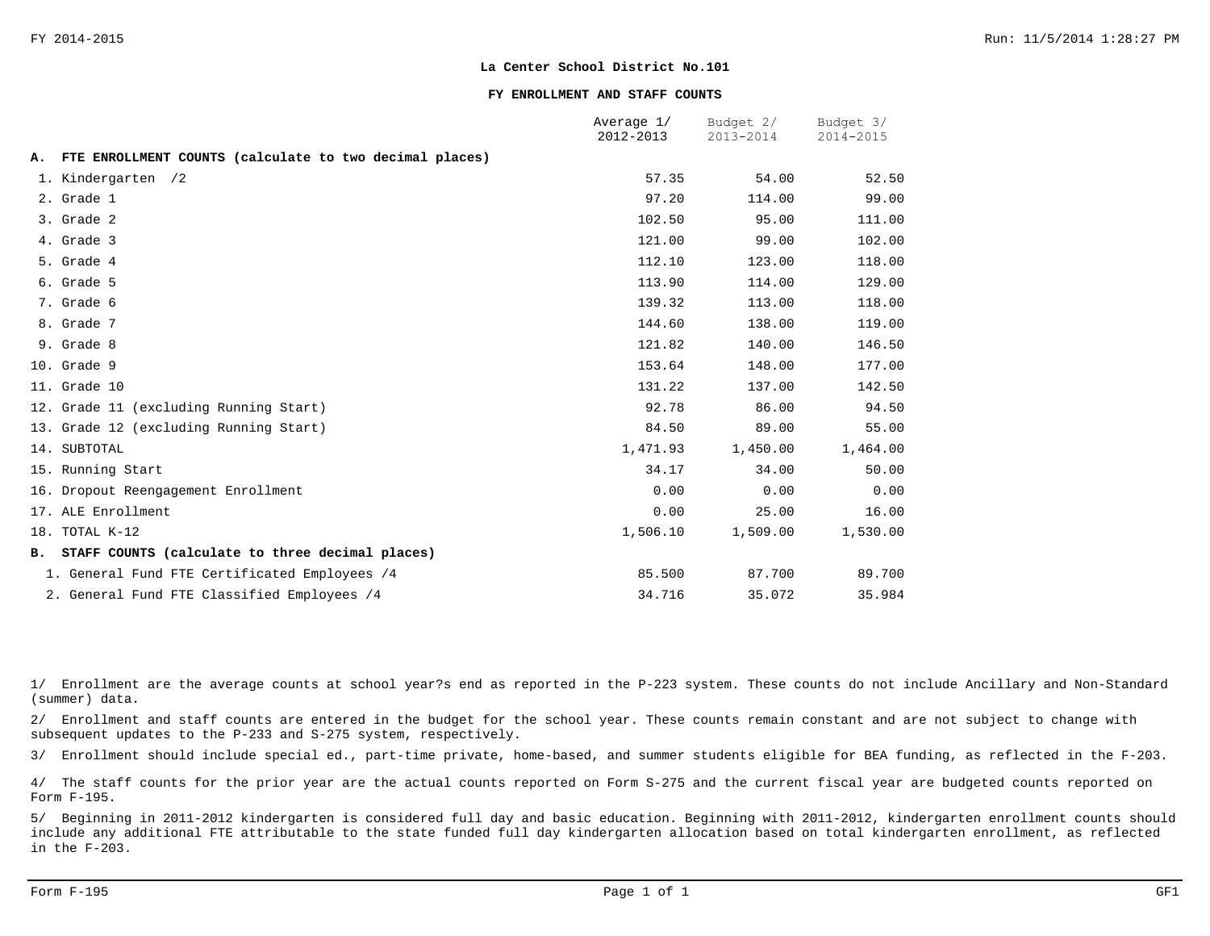**La Center School District No.101**

**FY ENROLLMENT AND STAFF COUNTS**

| | Average 1/ 2012-2013 | Budget 2/ 2013-2014 | Budget 3/ 2014-2015 |
|---|---|---|---|
| **A. FTE ENROLLMENT COUNTS (calculate to two decimal places)** | | | |
| 1. Kindergarten /2 | 57.35 | 54.00 | 52.50 |
| 2. Grade 1 | 97.20 | 114.00 | 99.00 |
| 3. Grade 2 | 102.50 | 95.00 | 111.00 |
| 4. Grade 3 | 121.00 | 99.00 | 102.00 |
| 5. Grade 4 | 112.10 | 123.00 | 118.00 |
| 6. Grade 5 | 113.90 | 114.00 | 129.00 |
| 7. Grade 6 | 139.32 | 113.00 | 118.00 |
| 8. Grade 7 | 144.60 | 138.00 | 119.00 |
| 9. Grade 8 | 121.82 | 140.00 | 146.50 |
| 10. Grade 9 | 153.64 | 148.00 | 177.00 |
| 11. Grade 10 | 131.22 | 137.00 | 142.50 |
| 12. Grade 11 (excluding Running Start) | 92.78 | 86.00 | 94.50 |
| 13. Grade 12 (excluding Running Start) | 84.50 | 89.00 | 55.00 |
| 14. SUBTOTAL | 1,471.93 | 1,450.00 | 1,464.00 |
| 15. Running Start | 34.17 | 34.00 | 50.00 |
| 16. Dropout Reengagement Enrollment | 0.00 | 0.00 | 0.00 |
| 17. ALE Enrollment | 0.00 | 25.00 | 16.00 |
| 18. TOTAL K-12 | 1,506.10 | 1,509.00 | 1,530.00 |
| **B. STAFF COUNTS (calculate to three decimal places)** | | | |
| 1. General Fund FTE Certificated Employees /4 | 85.500 | 87.700 | 89.700 |
| 2. General Fund FTE Classified Employees /4 | 34.716 | 35.072 | 35.984 |

1/ Enrollment are the average counts at school year?s end as reported in the P-223 system. These counts do not include Ancillary and Non-Standard (summer) data.

2/ Enrollment and staff counts are entered in the budget for the school year. These counts remain constant and are not subject to change with subsequent updates to the P-233 and S-275 system, respectively.

3/ Enrollment should include special ed., part-time private, home-based, and summer students eligible for BEA funding, as reflected in the F-203.

4/ The staff counts for the prior year are the actual counts reported on Form S-275 and the current fiscal year are budgeted counts reported on Form F-195.

5/ Beginning in 2011-2012 kindergarten is considered full day and basic education. Beginning with 2011-2012, kindergarten enrollment counts should include any additional FTE attributable to the state funded full day kindergarten allocation based on total kindergarten enrollment, as reflected in the F-203.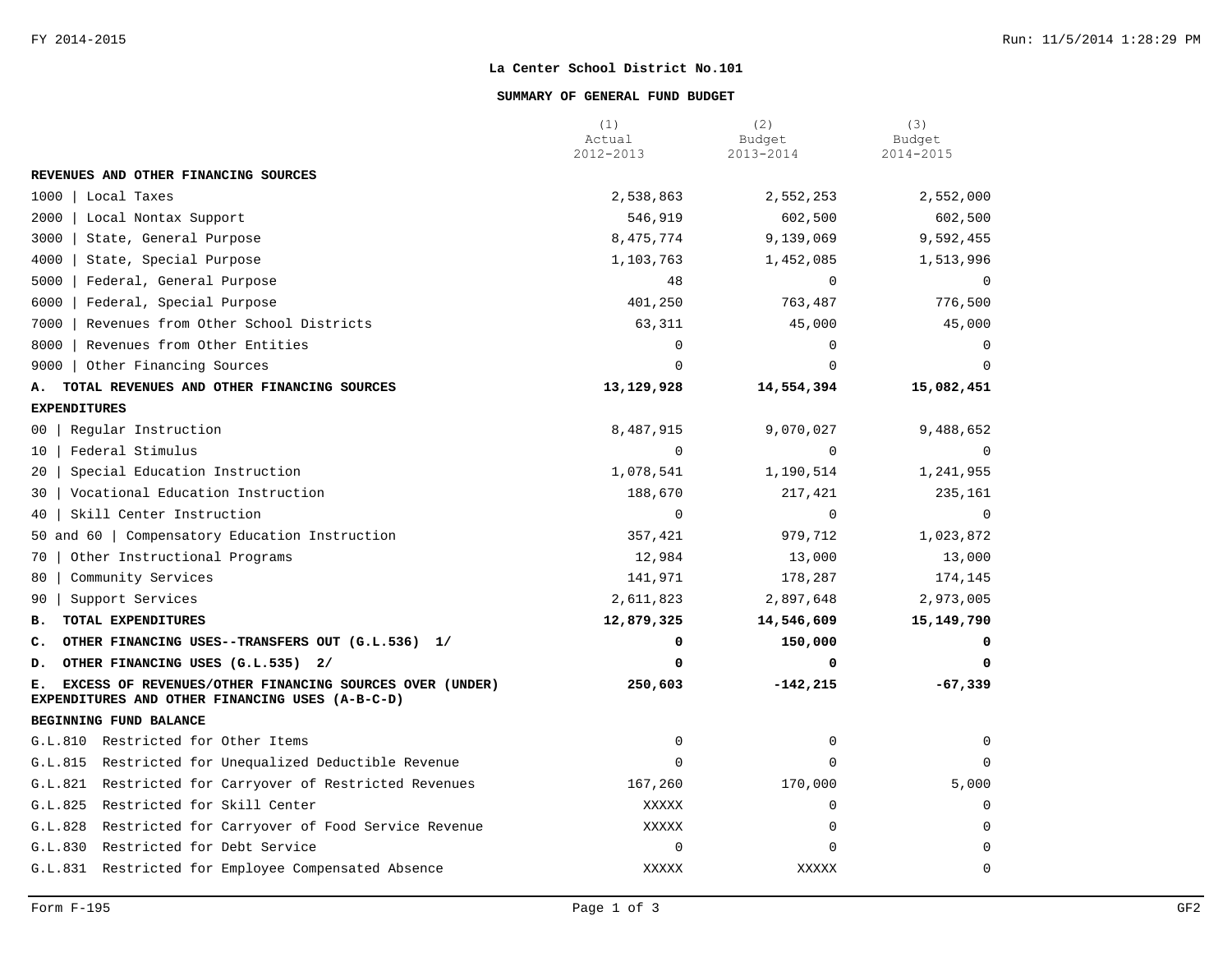# La Center School District No.101

## SUMMARY OF GENERAL FUND BUDGET

| | (1) Actual 2012-2013 | (2) Budget 2013-2014 | (3) Budget 2014-2015 |
|---|---|---|---|
| **REVENUES AND OTHER FINANCING SOURCES** | | | |
| 1000 \| Local Taxes | 2,538,863 | 2,552,253 | 2,552,000 |
| 2000 \| Local Nontax Support | 546,919 | 602,500 | 602,500 |
| 3000 \| State, General Purpose | 8,475,774 | 9,139,069 | 9,592,455 |
| 4000 \| State, Special Purpose | 1,103,763 | 1,452,085 | 1,513,996 |
| 5000 \| Federal, General Purpose | 48 | 0 | 0 |
| 6000 \| Federal, Special Purpose | 401,250 | 763,487 | 776,500 |
| 7000 \| Revenues from Other School Districts | 63,311 | 45,000 | 45,000 |
| 8000 \| Revenues from Other Entities | 0 | 0 | 0 |
| 9000 \| Other Financing Sources | 0 | 0 | 0 |
| **A. TOTAL REVENUES AND OTHER FINANCING SOURCES** | **13,129,928** | **14,554,394** | **15,082,451** |
| **EXPENDITURES** | | | |
| 00 \| Regular Instruction | 8,487,915 | 9,070,027 | 9,488,652 |
| 10 \| Federal Stimulus | 0 | 0 | 0 |
| 20 \| Special Education Instruction | 1,078,541 | 1,190,514 | 1,241,955 |
| 30 \| Vocational Education Instruction | 188,670 | 217,421 | 235,161 |
| 40 \| Skill Center Instruction | 0 | 0 | 0 |
| 50 and 60 \| Compensatory Education Instruction | 357,421 | 979,712 | 1,023,872 |
| 70 \| Other Instructional Programs | 12,984 | 13,000 | 13,000 |
| 80 \| Community Services | 141,971 | 178,287 | 174,145 |
| 90 \| Support Services | 2,611,823 | 2,897,648 | 2,973,005 |
| **B. TOTAL EXPENDITURES** | **12,879,325** | **14,546,609** | **15,149,790** |
| **C. OTHER FINANCING USES--TRANSFERS OUT (G.L.536) 1/** | **0** | **150,000** | **0** |
| **D. OTHER FINANCING USES (G.L.535) 2/** | **0** | **0** | **0** |
| **E. EXCESS OF REVENUES/OTHER FINANCING SOURCES OVER (UNDER) EXPENDITURES AND OTHER FINANCING USES (A-B-C-D)** | **250,603** | **-142,215** | **-67,339** |
| **BEGINNING FUND BALANCE** | | | |
| G.L.810 Restricted for Other Items | 0 | 0 | 0 |
| G.L.815 Restricted for Unequalized Deductible Revenue | 0 | 0 | 0 |
| G.L.821 Restricted for Carryover of Restricted Revenues | 167,260 | 170,000 | 5,000 |
| G.L.825 Restricted for Skill Center | XXXXX | 0 | 0 |
| G.L.828 Restricted for Carryover of Food Service Revenue | XXXXX | 0 | 0 |
| G.L.830 Restricted for Debt Service | 0 | 0 | 0 |
| G.L.831 Restricted for Employee Compensated Absence | XXXXX | XXXXX | 0 |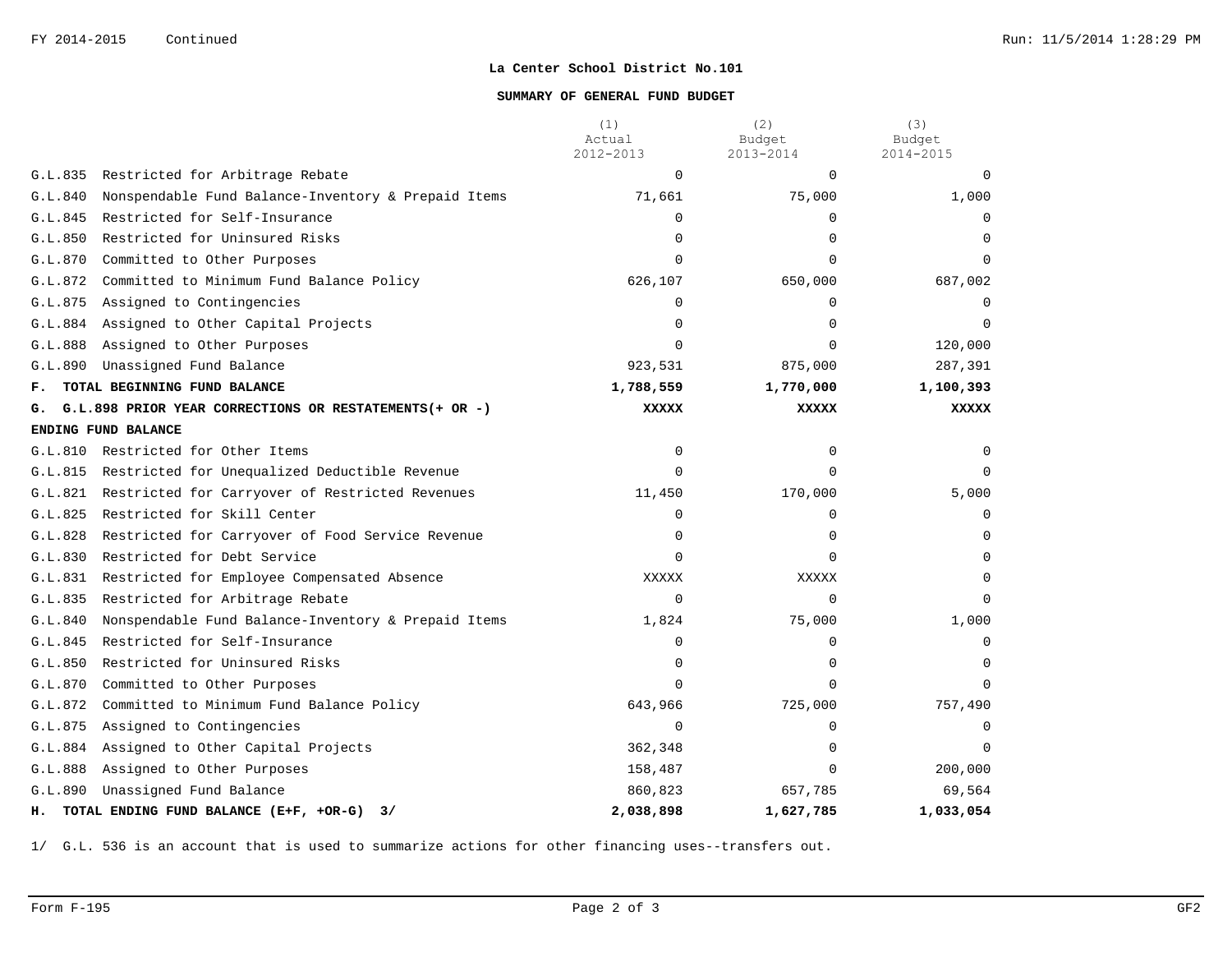FY 2014-2015 Continued

## La Center School District No.101

### SUMMARY OF GENERAL FUND BUDGET

| | (1) Actual 2012-2013 | (2) Budget 2013-2014 | (3) Budget 2014-2015 |
|---|---|---|---|
| G.L.835 Restricted for Arbitrage Rebate | 0 | 0 | 0 |
| G.L.840 Nonspendable Fund Balance-Inventory & Prepaid Items | 71,661 | 75,000 | 1,000 |
| G.L.845 Restricted for Self-Insurance | 0 | 0 | 0 |
| G.L.850 Restricted for Uninsured Risks | 0 | 0 | 0 |
| G.L.870 Committed to Other Purposes | 0 | 0 | 0 |
| G.L.872 Committed to Minimum Fund Balance Policy | 626,107 | 650,000 | 687,002 |
| G.L.875 Assigned to Contingencies | 0 | 0 | 0 |
| G.L.884 Assigned to Other Capital Projects | 0 | 0 | 0 |
| G.L.888 Assigned to Other Purposes | 0 | 0 | 120,000 |
| G.L.890 Unassigned Fund Balance | 923,531 | 875,000 | 287,391 |
| **F. TOTAL BEGINNING FUND BALANCE** | **1,788,559** | **1,770,000** | **1,100,393** |
| **G. G.L.898 PRIOR YEAR CORRECTIONS OR RESTATEMENTS(+ OR -)** | **XXXXX** | **XXXXX** | **XXXXX** |
| **ENDING FUND BALANCE** | | | |
| G.L.810 Restricted for Other Items | 0 | 0 | 0 |
| G.L.815 Restricted for Unequalized Deductible Revenue | 0 | 0 | 0 |
| G.L.821 Restricted for Carryover of Restricted Revenues | 11,450 | 170,000 | 5,000 |
| G.L.825 Restricted for Skill Center | 0 | 0 | 0 |
| G.L.828 Restricted for Carryover of Food Service Revenue | 0 | 0 | 0 |
| G.L.830 Restricted for Debt Service | 0 | 0 | 0 |
| G.L.831 Restricted for Employee Compensated Absence | XXXXX | XXXXX | 0 |
| G.L.835 Restricted for Arbitrage Rebate | 0 | 0 | 0 |
| G.L.840 Nonspendable Fund Balance-Inventory & Prepaid Items | 1,824 | 75,000 | 1,000 |
| G.L.845 Restricted for Self-Insurance | 0 | 0 | 0 |
| G.L.850 Restricted for Uninsured Risks | 0 | 0 | 0 |
| G.L.870 Committed to Other Purposes | 0 | 0 | 0 |
| G.L.872 Committed to Minimum Fund Balance Policy | 643,966 | 725,000 | 757,490 |
| G.L.875 Assigned to Contingencies | 0 | 0 | 0 |
| G.L.884 Assigned to Other Capital Projects | 362,348 | 0 | 0 |
| G.L.888 Assigned to Other Purposes | 158,487 | 0 | 200,000 |
| G.L.890 Unassigned Fund Balance | 860,823 | 657,785 | 69,564 |
| **H. TOTAL ENDING FUND BALANCE (E+F, +OR-G) 3/** | **2,038,898** | **1,627,785** | **1,033,054** |

1/ G.L. 536 is an account that is used to summarize actions for other financing uses--transfers out.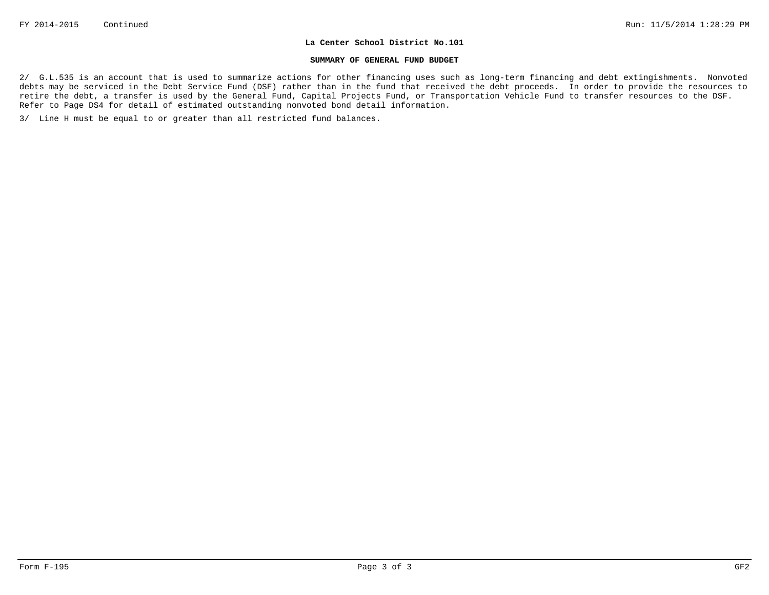**La Center School District No.101**

**SUMMARY OF GENERAL FUND BUDGET**

2/ G.L.535 is an account that is used to summarize actions for other financing uses such as long-term financing and debt extingishments. Nonvoted debts may be serviced in the Debt Service Fund (DSF) rather than in the fund that received the debt proceeds. In order to provide the resources to retire the debt, a transfer is used by the General Fund, Capital Projects Fund, or Transportation Vehicle Fund to transfer resources to the DSF. Refer to Page DS4 for detail of estimated outstanding nonvoted bond detail information.

3/ Line H must be equal to or greater than all restricted fund balances.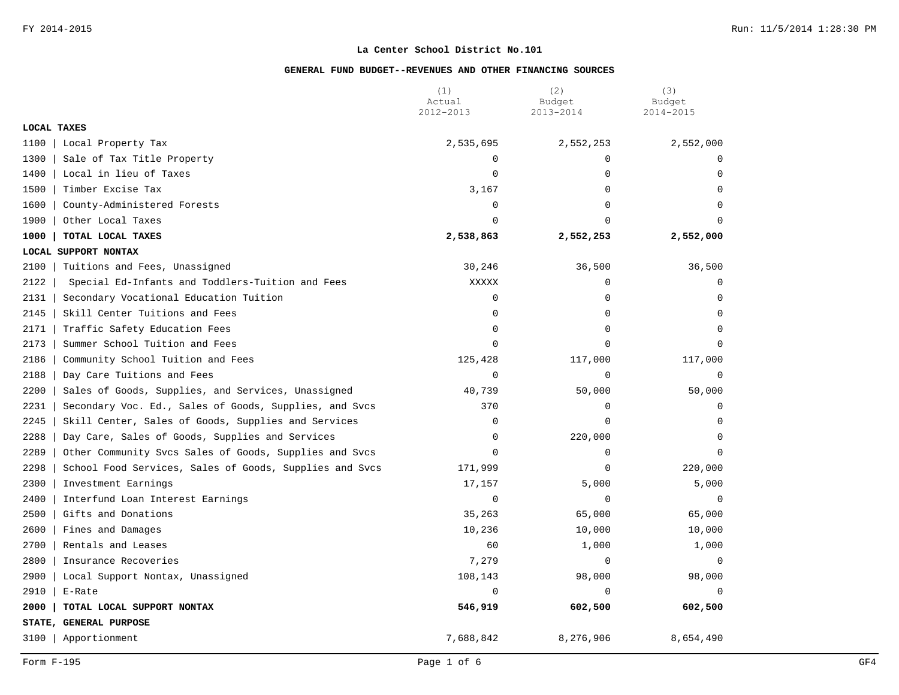# La Center School District No.101

## GENERAL FUND BUDGET--REVENUES AND OTHER FINANCING SOURCES

| | (1) Actual 2012-2013 | (2) Budget 2013-2014 | (3) Budget 2014-2015 |
|---|---|---|---|
| **LOCAL TAXES** | | | |
| 1100 \| Local Property Tax | 2,535,695 | 2,552,253 | 2,552,000 |
| 1300 \| Sale of Tax Title Property | 0 | 0 | 0 |
| 1400 \| Local in lieu of Taxes | 0 | 0 | 0 |
| 1500 \| Timber Excise Tax | 3,167 | 0 | 0 |
| 1600 \| County-Administered Forests | 0 | 0 | 0 |
| 1900 \| Other Local Taxes | 0 | 0 | 0 |
| **1000 \| TOTAL LOCAL TAXES** | **2,538,863** | **2,552,253** | **2,552,000** |
| **LOCAL SUPPORT NONTAX** | | | |
| 2100 \| Tuitions and Fees, Unassigned | 30,246 | 36,500 | 36,500 |
| 2122 \| Special Ed-Infants and Toddlers-Tuition and Fees | XXXXX | 0 | 0 |
| 2131 \| Secondary Vocational Education Tuition | 0 | 0 | 0 |
| 2145 \| Skill Center Tuitions and Fees | 0 | 0 | 0 |
| 2171 \| Traffic Safety Education Fees | 0 | 0 | 0 |
| 2173 \| Summer School Tuition and Fees | 0 | 0 | 0 |
| 2186 \| Community School Tuition and Fees | 125,428 | 117,000 | 117,000 |
| 2188 \| Day Care Tuitions and Fees | 0 | 0 | 0 |
| 2200 \| Sales of Goods, Supplies, and Services, Unassigned | 40,739 | 50,000 | 50,000 |
| 2231 \| Secondary Voc. Ed., Sales of Goods, Supplies, and Svcs | 370 | 0 | 0 |
| 2245 \| Skill Center, Sales of Goods, Supplies and Services | 0 | 0 | 0 |
| 2288 \| Day Care, Sales of Goods, Supplies and Services | 0 | 220,000 | 0 |
| 2289 \| Other Community Svcs Sales of Goods, Supplies and Svcs | 0 | 0 | 0 |
| 2298 \| School Food Services, Sales of Goods, Supplies and Svcs | 171,999 | 0 | 220,000 |
| 2300 \| Investment Earnings | 17,157 | 5,000 | 5,000 |
| 2400 \| Interfund Loan Interest Earnings | 0 | 0 | 0 |
| 2500 \| Gifts and Donations | 35,263 | 65,000 | 65,000 |
| 2600 \| Fines and Damages | 10,236 | 10,000 | 10,000 |
| 2700 \| Rentals and Leases | 60 | 1,000 | 1,000 |
| 2800 \| Insurance Recoveries | 7,279 | 0 | 0 |
| 2900 \| Local Support Nontax, Unassigned | 108,143 | 98,000 | 98,000 |
| 2910 \| E-Rate | 0 | 0 | 0 |
| **2000 \| TOTAL LOCAL SUPPORT NONTAX** | **546,919** | **602,500** | **602,500** |
| **STATE, GENERAL PURPOSE** | | | |
| 3100 \| Apportionment | 7,688,842 | 8,276,906 | 8,654,490 |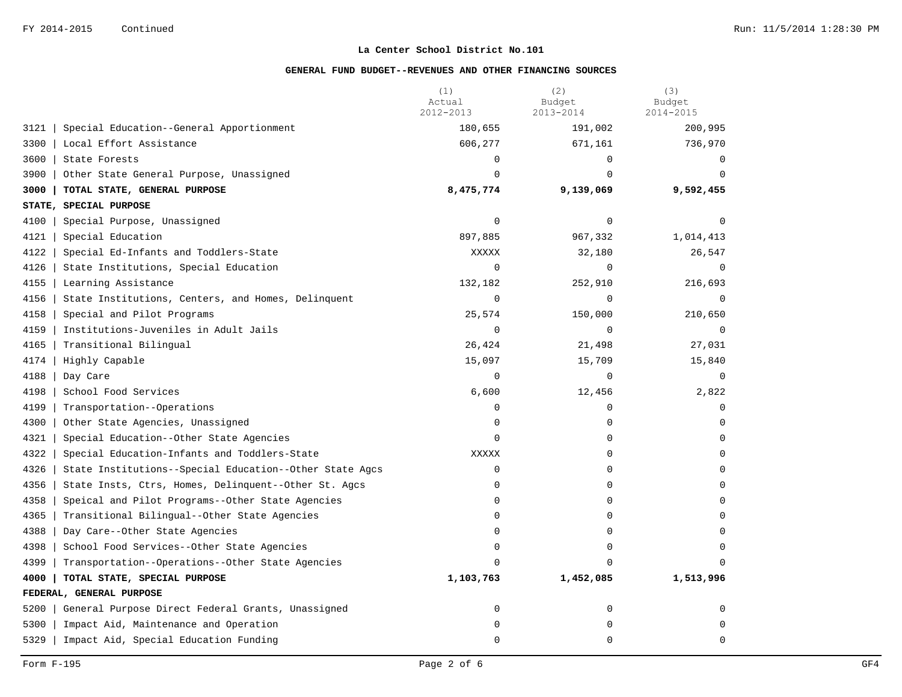## La Center School District No.101

### GENERAL FUND BUDGET--REVENUES AND OTHER FINANCING SOURCES

| | (1) Actual 2012-2013 | (2) Budget 2013-2014 | (3) Budget 2014-2015 |
|---|---|---|---|
| 3121 \| Special Education--General Apportionment | 180,655 | 191,002 | 200,995 |
| 3300 \| Local Effort Assistance | 606,277 | 671,161 | 736,970 |
| 3600 \| State Forests | 0 | 0 | 0 |
| 3900 \| Other State General Purpose, Unassigned | 0 | 0 | 0 |
| **3000 \| TOTAL STATE, GENERAL PURPOSE** | **8,475,774** | **9,139,069** | **9,592,455** |
| **STATE, SPECIAL PURPOSE** | | | |
| 4100 \| Special Purpose, Unassigned | 0 | 0 | 0 |
| 4121 \| Special Education | 897,885 | 967,332 | 1,014,413 |
| 4122 \| Special Ed-Infants and Toddlers-State | XXXXX | 32,180 | 26,547 |
| 4126 \| State Institutions, Special Education | 0 | 0 | 0 |
| 4155 \| Learning Assistance | 132,182 | 252,910 | 216,693 |
| 4156 \| State Institutions, Centers, and Homes, Delinquent | 0 | 0 | 0 |
| 4158 \| Special and Pilot Programs | 25,574 | 150,000 | 210,650 |
| 4159 \| Institutions-Juveniles in Adult Jails | 0 | 0 | 0 |
| 4165 \| Transitional Bilingual | 26,424 | 21,498 | 27,031 |
| 4174 \| Highly Capable | 15,097 | 15,709 | 15,840 |
| 4188 \| Day Care | 0 | 0 | 0 |
| 4198 \| School Food Services | 6,600 | 12,456 | 2,822 |
| 4199 \| Transportation--Operations | 0 | 0 | 0 |
| 4300 \| Other State Agencies, Unassigned | 0 | 0 | 0 |
| 4321 \| Special Education--Other State Agencies | 0 | 0 | 0 |
| 4322 \| Special Education-Infants and Toddlers-State | XXXXX | 0 | 0 |
| 4326 \| State Institutions--Special Education--Other State Agcs | 0 | 0 | 0 |
| 4356 \| State Insts, Ctrs, Homes, Delinquent--Other St. Agcs | 0 | 0 | 0 |
| 4358 \| Speical and Pilot Programs--Other State Agencies | 0 | 0 | 0 |
| 4365 \| Transitional Bilingual--Other State Agencies | 0 | 0 | 0 |
| 4388 \| Day Care--Other State Agencies | 0 | 0 | 0 |
| 4398 \| School Food Services--Other State Agencies | 0 | 0 | 0 |
| 4399 \| Transportation--Operations--Other State Agencies | 0 | 0 | 0 |
| **4000 \| TOTAL STATE, SPECIAL PURPOSE** | **1,103,763** | **1,452,085** | **1,513,996** |
| **FEDERAL, GENERAL PURPOSE** | | | |
| 5200 \| General Purpose Direct Federal Grants, Unassigned | 0 | 0 | 0 |
| 5300 \| Impact Aid, Maintenance and Operation | 0 | 0 | 0 |
| 5329 \| Impact Aid, Special Education Funding | 0 | 0 | 0 |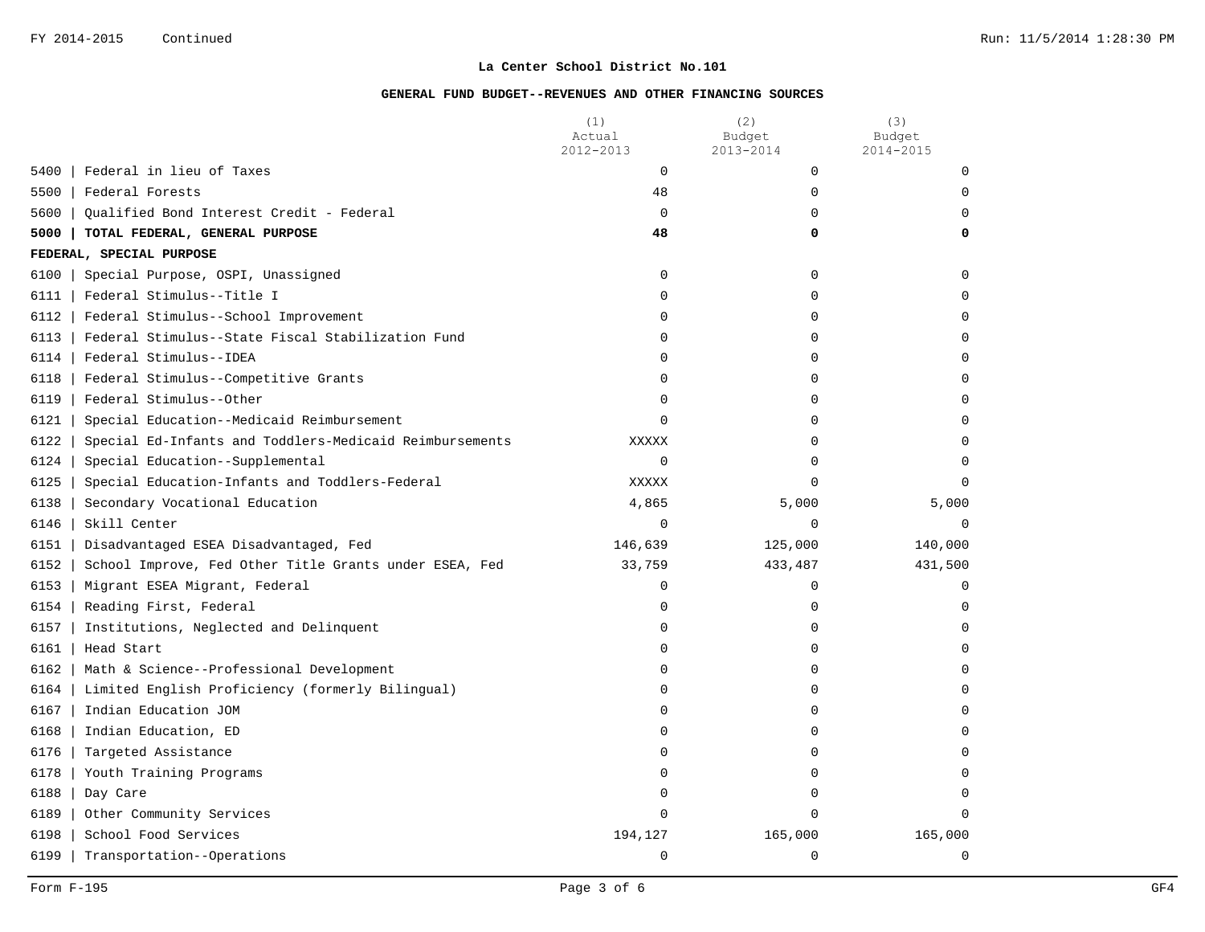## La Center School District No.101

### GENERAL FUND BUDGET--REVENUES AND OTHER FINANCING SOURCES

| | | (1) Actual 2012-2013 | (2) Budget 2013-2014 | (3) Budget 2014-2015 |
|---|---|---|---|---|
| 5400 | Federal in lieu of Taxes | 0 | 0 | 0 |
| 5500 | Federal Forests | 48 | 0 | 0 |
| 5600 | Qualified Bond Interest Credit - Federal | 0 | 0 | 0 |
| **5000** | **TOTAL FEDERAL, GENERAL PURPOSE** | **48** | **0** | **0** |
| **FEDERAL, SPECIAL PURPOSE** | | | | |
| 6100 | Special Purpose, OSPI, Unassigned | 0 | 0 | 0 |
| 6111 | Federal Stimulus--Title I | 0 | 0 | 0 |
| 6112 | Federal Stimulus--School Improvement | 0 | 0 | 0 |
| 6113 | Federal Stimulus--State Fiscal Stabilization Fund | 0 | 0 | 0 |
| 6114 | Federal Stimulus--IDEA | 0 | 0 | 0 |
| 6118 | Federal Stimulus--Competitive Grants | 0 | 0 | 0 |
| 6119 | Federal Stimulus--Other | 0 | 0 | 0 |
| 6121 | Special Education--Medicaid Reimbursement | 0 | 0 | 0 |
| 6122 | Special Ed-Infants and Toddlers-Medicaid Reimbursements | XXXXX | 0 | 0 |
| 6124 | Special Education--Supplemental | 0 | 0 | 0 |
| 6125 | Special Education-Infants and Toddlers-Federal | XXXXX | 0 | 0 |
| 6138 | Secondary Vocational Education | 4,865 | 5,000 | 5,000 |
| 6146 | Skill Center | 0 | 0 | 0 |
| 6151 | Disadvantaged ESEA Disadvantaged, Fed | 146,639 | 125,000 | 140,000 |
| 6152 | School Improve, Fed Other Title Grants under ESEA, Fed | 33,759 | 433,487 | 431,500 |
| 6153 | Migrant ESEA Migrant, Federal | 0 | 0 | 0 |
| 6154 | Reading First, Federal | 0 | 0 | 0 |
| 6157 | Institutions, Neglected and Delinquent | 0 | 0 | 0 |
| 6161 | Head Start | 0 | 0 | 0 |
| 6162 | Math & Science--Professional Development | 0 | 0 | 0 |
| 6164 | Limited English Proficiency (formerly Bilingual) | 0 | 0 | 0 |
| 6167 | Indian Education JOM | 0 | 0 | 0 |
| 6168 | Indian Education, ED | 0 | 0 | 0 |
| 6176 | Targeted Assistance | 0 | 0 | 0 |
| 6178 | Youth Training Programs | 0 | 0 | 0 |
| 6188 | Day Care | 0 | 0 | 0 |
| 6189 | Other Community Services | 0 | 0 | 0 |
| 6198 | School Food Services | 194,127 | 165,000 | 165,000 |
| 6199 | Transportation--Operations | 0 | 0 | 0 |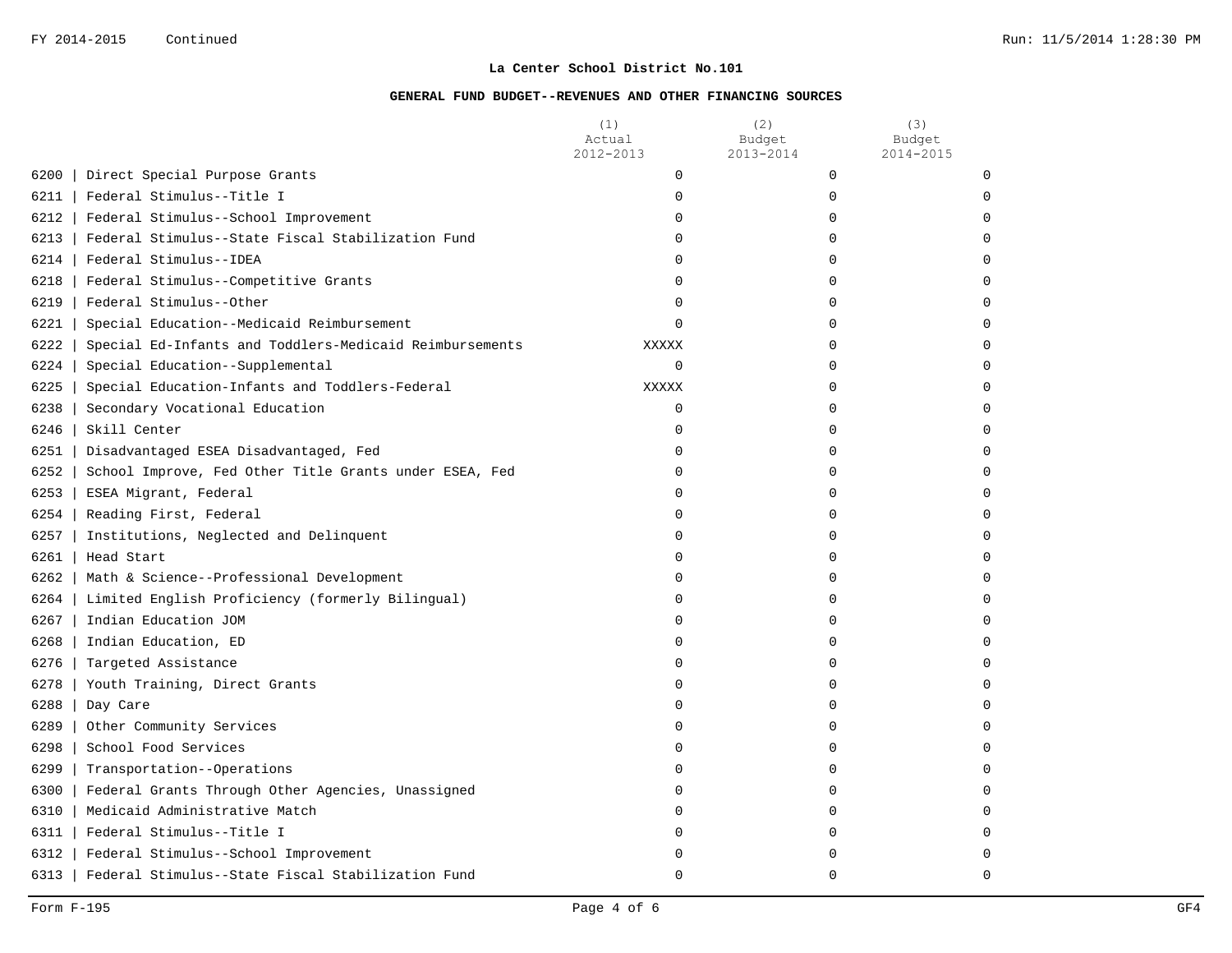**La Center School District No.101**

**GENERAL FUND BUDGET--REVENUES AND OTHER FINANCING SOURCES**

| | | (1) Actual 2012-2013 | (2) Budget 2013-2014 | (3) Budget 2014-2015 |
|---|---|---|---|---|
| 6200 | Direct Special Purpose Grants | 0 | 0 | 0 |
| 6211 | Federal Stimulus--Title I | 0 | 0 | 0 |
| 6212 | Federal Stimulus--School Improvement | 0 | 0 | 0 |
| 6213 | Federal Stimulus--State Fiscal Stabilization Fund | 0 | 0 | 0 |
| 6214 | Federal Stimulus--IDEA | 0 | 0 | 0 |
| 6218 | Federal Stimulus--Competitive Grants | 0 | 0 | 0 |
| 6219 | Federal Stimulus--Other | 0 | 0 | 0 |
| 6221 | Special Education--Medicaid Reimbursement | 0 | 0 | 0 |
| 6222 | Special Ed-Infants and Toddlers-Medicaid Reimbursements | XXXXX | 0 | 0 |
| 6224 | Special Education--Supplemental | 0 | 0 | 0 |
| 6225 | Special Education-Infants and Toddlers-Federal | XXXXX | 0 | 0 |
| 6238 | Secondary Vocational Education | 0 | 0 | 0 |
| 6246 | Skill Center | 0 | 0 | 0 |
| 6251 | Disadvantaged ESEA Disadvantaged, Fed | 0 | 0 | 0 |
| 6252 | School Improve, Fed Other Title Grants under ESEA, Fed | 0 | 0 | 0 |
| 6253 | ESEA Migrant, Federal | 0 | 0 | 0 |
| 6254 | Reading First, Federal | 0 | 0 | 0 |
| 6257 | Institutions, Neglected and Delinquent | 0 | 0 | 0 |
| 6261 | Head Start | 0 | 0 | 0 |
| 6262 | Math & Science--Professional Development | 0 | 0 | 0 |
| 6264 | Limited English Proficiency (formerly Bilingual) | 0 | 0 | 0 |
| 6267 | Indian Education JOM | 0 | 0 | 0 |
| 6268 | Indian Education, ED | 0 | 0 | 0 |
| 6276 | Targeted Assistance | 0 | 0 | 0 |
| 6278 | Youth Training, Direct Grants | 0 | 0 | 0 |
| 6288 | Day Care | 0 | 0 | 0 |
| 6289 | Other Community Services | 0 | 0 | 0 |
| 6298 | School Food Services | 0 | 0 | 0 |
| 6299 | Transportation--Operations | 0 | 0 | 0 |
| 6300 | Federal Grants Through Other Agencies, Unassigned | 0 | 0 | 0 |
| 6310 | Medicaid Administrative Match | 0 | 0 | 0 |
| 6311 | Federal Stimulus--Title I | 0 | 0 | 0 |
| 6312 | Federal Stimulus--School Improvement | 0 | 0 | 0 |
| 6313 | Federal Stimulus--State Fiscal Stabilization Fund | 0 | 0 | 0 |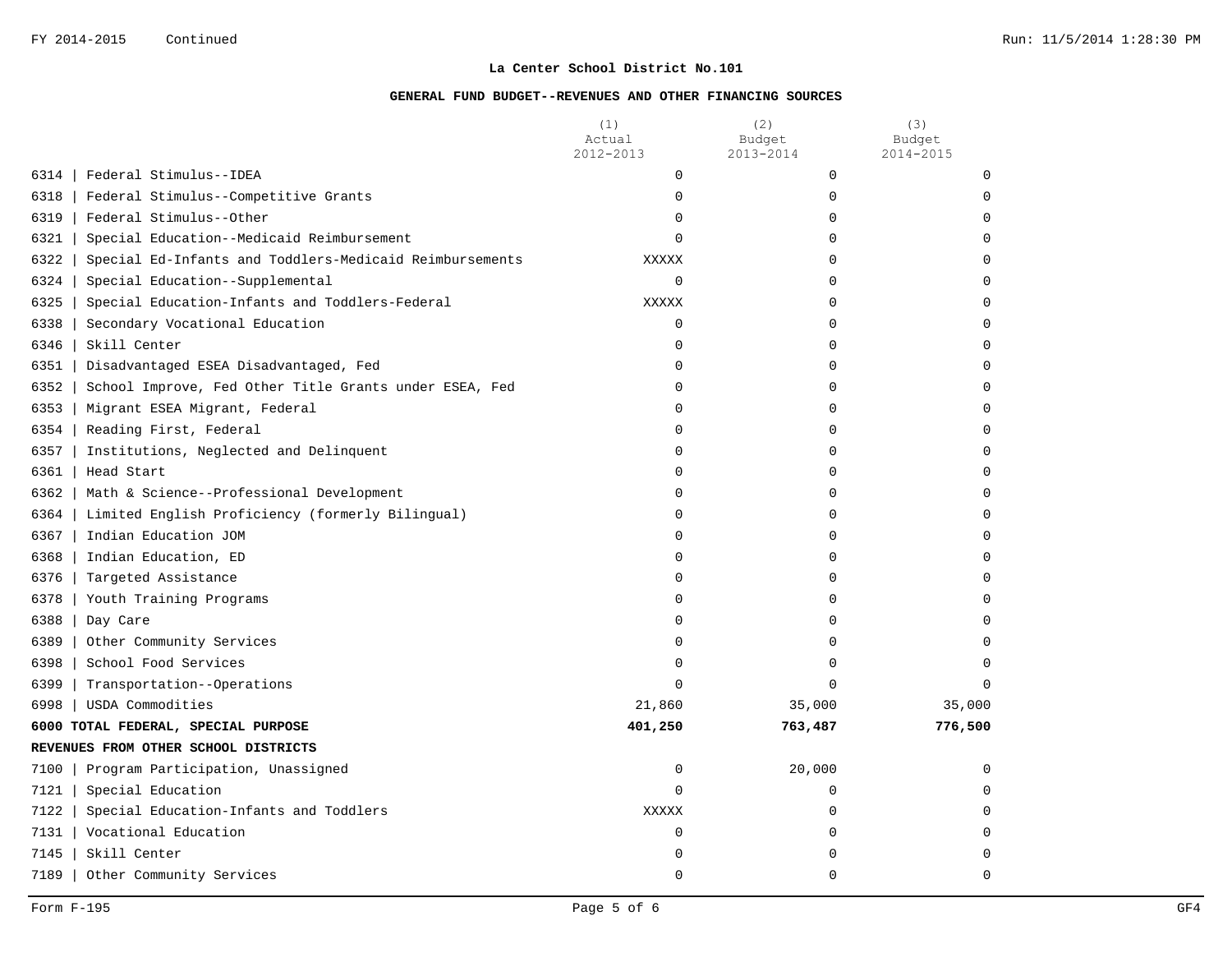FY 2014-2015 Continued

## La Center School District No.101

### GENERAL FUND BUDGET--REVENUES AND OTHER FINANCING SOURCES

| | (1) Actual 2012-2013 | (2) Budget 2013-2014 | (3) Budget 2014-2015 |
|---|---|---|---|
| 6314 \| Federal Stimulus--IDEA | 0 | 0 | 0 |
| 6318 \| Federal Stimulus--Competitive Grants | 0 | 0 | 0 |
| 6319 \| Federal Stimulus--Other | 0 | 0 | 0 |
| 6321 \| Special Education--Medicaid Reimbursement | 0 | 0 | 0 |
| 6322 \| Special Ed-Infants and Toddlers-Medicaid Reimbursements | XXXXX | 0 | 0 |
| 6324 \| Special Education--Supplemental | 0 | 0 | 0 |
| 6325 \| Special Education-Infants and Toddlers-Federal | XXXXX | 0 | 0 |
| 6338 \| Secondary Vocational Education | 0 | 0 | 0 |
| 6346 \| Skill Center | 0 | 0 | 0 |
| 6351 \| Disadvantaged ESEA Disadvantaged, Fed | 0 | 0 | 0 |
| 6352 \| School Improve, Fed Other Title Grants under ESEA, Fed | 0 | 0 | 0 |
| 6353 \| Migrant ESEA Migrant, Federal | 0 | 0 | 0 |
| 6354 \| Reading First, Federal | 0 | 0 | 0 |
| 6357 \| Institutions, Neglected and Delinquent | 0 | 0 | 0 |
| 6361 \| Head Start | 0 | 0 | 0 |
| 6362 \| Math & Science--Professional Development | 0 | 0 | 0 |
| 6364 \| Limited English Proficiency (formerly Bilingual) | 0 | 0 | 0 |
| 6367 \| Indian Education JOM | 0 | 0 | 0 |
| 6368 \| Indian Education, ED | 0 | 0 | 0 |
| 6376 \| Targeted Assistance | 0 | 0 | 0 |
| 6378 \| Youth Training Programs | 0 | 0 | 0 |
| 6388 \| Day Care | 0 | 0 | 0 |
| 6389 \| Other Community Services | 0 | 0 | 0 |
| 6398 \| School Food Services | 0 | 0 | 0 |
| 6399 \| Transportation--Operations | 0 | 0 | 0 |
| 6998 \| USDA Commodities | 21,860 | 35,000 | 35,000 |
| **6000 TOTAL FEDERAL, SPECIAL PURPOSE** | **401,250** | **763,487** | **776,500** |
| **REVENUES FROM OTHER SCHOOL DISTRICTS** | | | |
| 7100 \| Program Participation, Unassigned | 0 | 20,000 | 0 |
| 7121 \| Special Education | 0 | 0 | 0 |
| 7122 \| Special Education-Infants and Toddlers | XXXXX | 0 | 0 |
| 7131 \| Vocational Education | 0 | 0 | 0 |
| 7145 \| Skill Center | 0 | 0 | 0 |
| 7189 \| Other Community Services | 0 | 0 | 0 |

Form F-195 GF4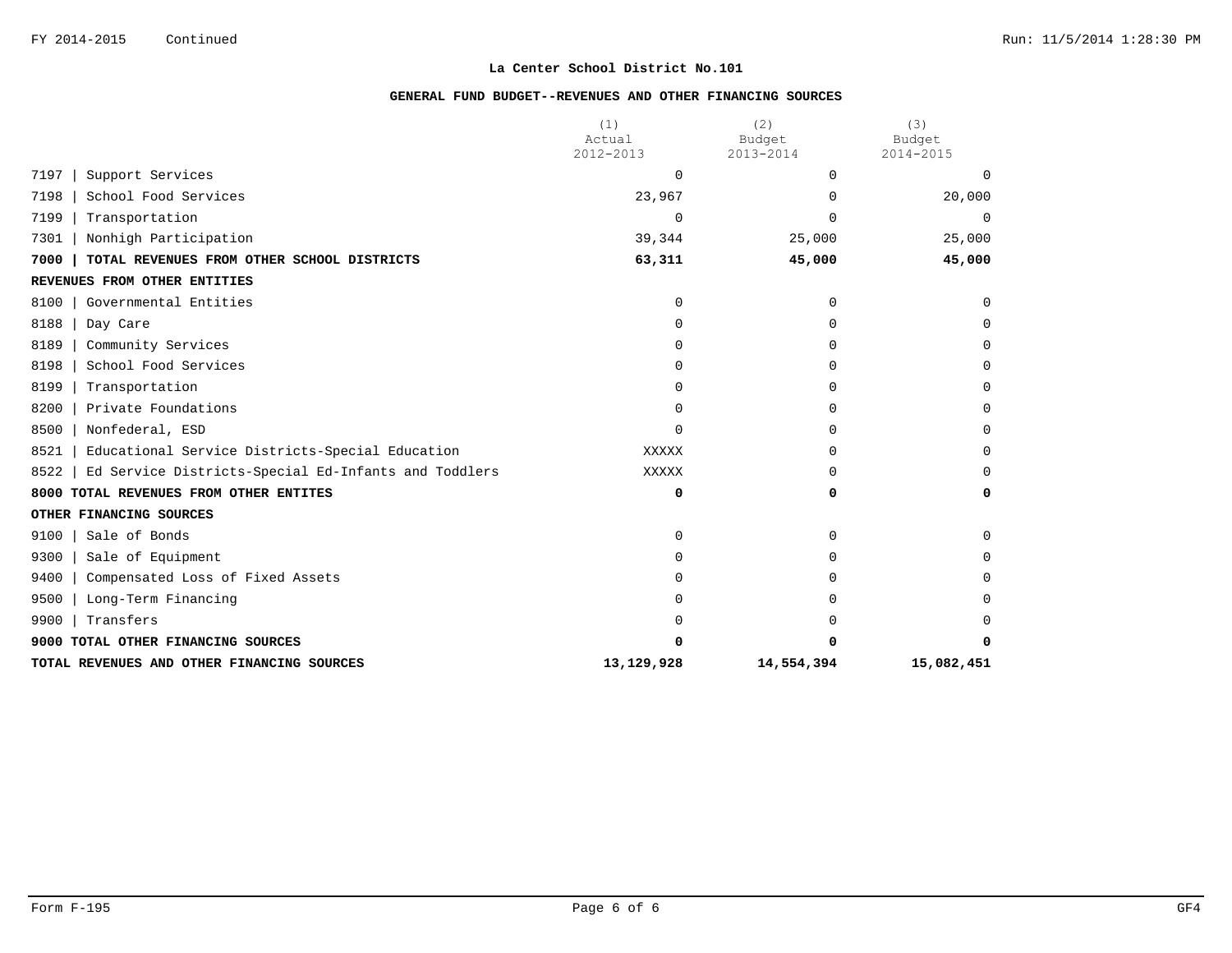FY 2014-2015 Continued

## La Center School District No.101

### GENERAL FUND BUDGET--REVENUES AND OTHER FINANCING SOURCES

| | (1) Actual 2012-2013 | (2) Budget 2013-2014 | (3) Budget 2014-2015 |
|---|---|---|---|
| 7197 \| Support Services | 0 | 0 | 0 |
| 7198 \| School Food Services | 23,967 | 0 | 20,000 |
| 7199 \| Transportation | 0 | 0 | 0 |
| 7301 \| Nonhigh Participation | 39,344 | 25,000 | 25,000 |
| **7000 \| TOTAL REVENUES FROM OTHER SCHOOL DISTRICTS** | **63,311** | **45,000** | **45,000** |
| **REVENUES FROM OTHER ENTITIES** | | | |
| 8100 \| Governmental Entities | 0 | 0 | 0 |
| 8188 \| Day Care | 0 | 0 | 0 |
| 8189 \| Community Services | 0 | 0 | 0 |
| 8198 \| School Food Services | 0 | 0 | 0 |
| 8199 \| Transportation | 0 | 0 | 0 |
| 8200 \| Private Foundations | 0 | 0 | 0 |
| 8500 \| Nonfederal, ESD | 0 | 0 | 0 |
| 8521 \| Educational Service Districts-Special Education | XXXXX | 0 | 0 |
| 8522 \| Ed Service Districts-Special Ed-Infants and Toddlers | XXXXX | 0 | 0 |
| **8000 TOTAL REVENUES FROM OTHER ENTITES** | **0** | **0** | **0** |
| **OTHER FINANCING SOURCES** | | | |
| 9100 \| Sale of Bonds | 0 | 0 | 0 |
| 9300 \| Sale of Equipment | 0 | 0 | 0 |
| 9400 \| Compensated Loss of Fixed Assets | 0 | 0 | 0 |
| 9500 \| Long-Term Financing | 0 | 0 | 0 |
| 9900 \| Transfers | 0 | 0 | 0 |
| **9000 TOTAL OTHER FINANCING SOURCES** | **0** | **0** | **0** |
| **TOTAL REVENUES AND OTHER FINANCING SOURCES** | **13,129,928** | **14,554,394** | **15,082,451** |

Form F-195 GF4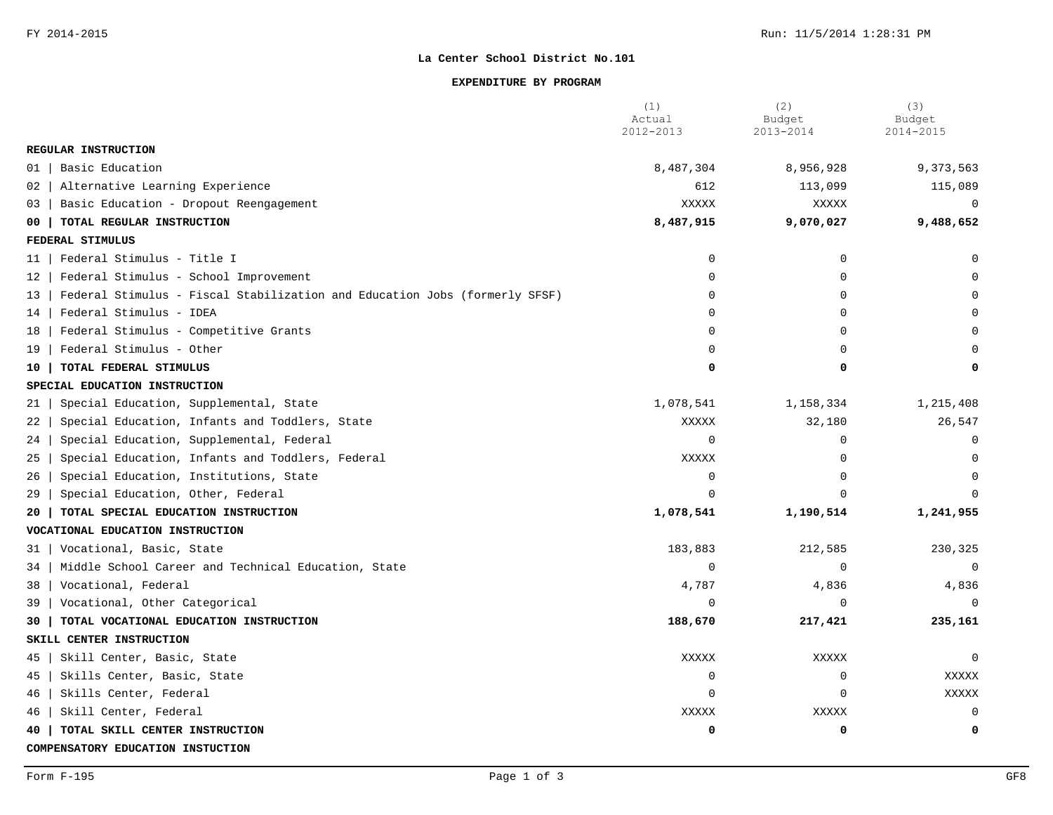FY 2014-2015

Run: 11/5/2014 1:28:31 PM

**La Center School District No.101**

**EXPENDITURE BY PROGRAM**

| | (1) Actual 2012-2013 | (2) Budget 2013-2014 | (3) Budget 2014-2015 |
|---|---|---|---|
| **REGULAR INSTRUCTION** | | | |
| 01 \| Basic Education | 8,487,304 | 8,956,928 | 9,373,563 |
| 02 \| Alternative Learning Experience | 612 | 113,099 | 115,089 |
| 03 \| Basic Education - Dropout Reengagement | XXXXX | XXXXX | 0 |
| **00 \| TOTAL REGULAR INSTRUCTION** | **8,487,915** | **9,070,027** | **9,488,652** |
| **FEDERAL STIMULUS** | | | |
| 11 \| Federal Stimulus - Title I | 0 | 0 | 0 |
| 12 \| Federal Stimulus - School Improvement | 0 | 0 | 0 |
| 13 \| Federal Stimulus - Fiscal Stabilization and Education Jobs (formerly SFSF) | 0 | 0 | 0 |
| 14 \| Federal Stimulus - IDEA | 0 | 0 | 0 |
| 18 \| Federal Stimulus - Competitive Grants | 0 | 0 | 0 |
| 19 \| Federal Stimulus - Other | 0 | 0 | 0 |
| **10 \| TOTAL FEDERAL STIMULUS** | **0** | **0** | **0** |
| **SPECIAL EDUCATION INSTRUCTION** | | | |
| 21 \| Special Education, Supplemental, State | 1,078,541 | 1,158,334 | 1,215,408 |
| 22 \| Special Education, Infants and Toddlers, State | XXXXX | 32,180 | 26,547 |
| 24 \| Special Education, Supplemental, Federal | 0 | 0 | 0 |
| 25 \| Special Education, Infants and Toddlers, Federal | XXXXX | 0 | 0 |
| 26 \| Special Education, Institutions, State | 0 | 0 | 0 |
| 29 \| Special Education, Other, Federal | 0 | 0 | 0 |
| **20 \| TOTAL SPECIAL EDUCATION INSTRUCTION** | **1,078,541** | **1,190,514** | **1,241,955** |
| **VOCATIONAL EDUCATION INSTRUCTION** | | | |
| 31 \| Vocational, Basic, State | 183,883 | 212,585 | 230,325 |
| 34 \| Middle School Career and Technical Education, State | 0 | 0 | 0 |
| 38 \| Vocational, Federal | 4,787 | 4,836 | 4,836 |
| 39 \| Vocational, Other Categorical | 0 | 0 | 0 |
| **30 \| TOTAL VOCATIONAL EDUCATION INSTRUCTION** | **188,670** | **217,421** | **235,161** |
| **SKILL CENTER INSTRUCTION** | | | |
| 45 \| Skill Center, Basic, State | XXXXX | XXXXX | 0 |
| 45 \| Skills Center, Basic, State | 0 | 0 | XXXXX |
| 46 \| Skills Center, Federal | 0 | 0 | XXXXX |
| 46 \| Skill Center, Federal | XXXXX | XXXXX | 0 |
| **40 \| TOTAL SKILL CENTER INSTRUCTION** | **0** | **0** | **0** |
| **COMPENSATORY EDUCATION INSTUCTION** | | | |

Form F-195 GF8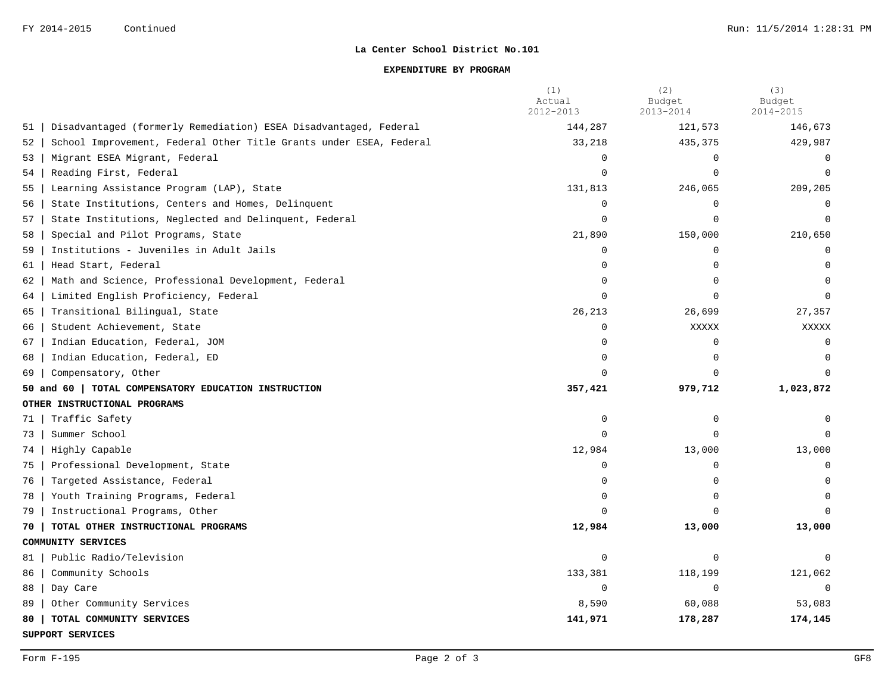FY 2014-2015 Continued

**La Center School District No.101**

**EXPENDITURE BY PROGRAM**

| | (1) Actual 2012-2013 | (2) Budget 2013-2014 | (3) Budget 2014-2015 |
|---|---|---|---|
| 51 \| Disadvantaged (formerly Remediation) ESEA Disadvantaged, Federal | 144,287 | 121,573 | 146,673 |
| 52 \| School Improvement, Federal Other Title Grants under ESEA, Federal | 33,218 | 435,375 | 429,987 |
| 53 \| Migrant ESEA Migrant, Federal | 0 | 0 | 0 |
| 54 \| Reading First, Federal | 0 | 0 | 0 |
| 55 \| Learning Assistance Program (LAP), State | 131,813 | 246,065 | 209,205 |
| 56 \| State Institutions, Centers and Homes, Delinquent | 0 | 0 | 0 |
| 57 \| State Institutions, Neglected and Delinquent, Federal | 0 | 0 | 0 |
| 58 \| Special and Pilot Programs, State | 21,890 | 150,000 | 210,650 |
| 59 \| Institutions - Juveniles in Adult Jails | 0 | 0 | 0 |
| 61 \| Head Start, Federal | 0 | 0 | 0 |
| 62 \| Math and Science, Professional Development, Federal | 0 | 0 | 0 |
| 64 \| Limited English Proficiency, Federal | 0 | 0 | 0 |
| 65 \| Transitional Bilingual, State | 26,213 | 26,699 | 27,357 |
| 66 \| Student Achievement, State | 0 | XXXXX | XXXXX |
| 67 \| Indian Education, Federal, JOM | 0 | 0 | 0 |
| 68 \| Indian Education, Federal, ED | 0 | 0 | 0 |
| 69 \| Compensatory, Other | 0 | 0 | 0 |
| **50 and 60 \| TOTAL COMPENSATORY EDUCATION INSTRUCTION** | **357,421** | **979,712** | **1,023,872** |
| **OTHER INSTRUCTIONAL PROGRAMS** | | | |
| 71 \| Traffic Safety | 0 | 0 | 0 |
| 73 \| Summer School | 0 | 0 | 0 |
| 74 \| Highly Capable | 12,984 | 13,000 | 13,000 |
| 75 \| Professional Development, State | 0 | 0 | 0 |
| 76 \| Targeted Assistance, Federal | 0 | 0 | 0 |
| 78 \| Youth Training Programs, Federal | 0 | 0 | 0 |
| 79 \| Instructional Programs, Other | 0 | 0 | 0 |
| **70 \| TOTAL OTHER INSTRUCTIONAL PROGRAMS** | **12,984** | **13,000** | **13,000** |
| **COMMUNITY SERVICES** | | | |
| 81 \| Public Radio/Television | 0 | 0 | 0 |
| 86 \| Community Schools | 133,381 | 118,199 | 121,062 |
| 88 \| Day Care | 0 | 0 | 0 |
| 89 \| Other Community Services | 8,590 | 60,088 | 53,083 |
| **80 \| TOTAL COMMUNITY SERVICES** | **141,971** | **178,287** | **174,145** |
| **SUPPORT SERVICES** | | | |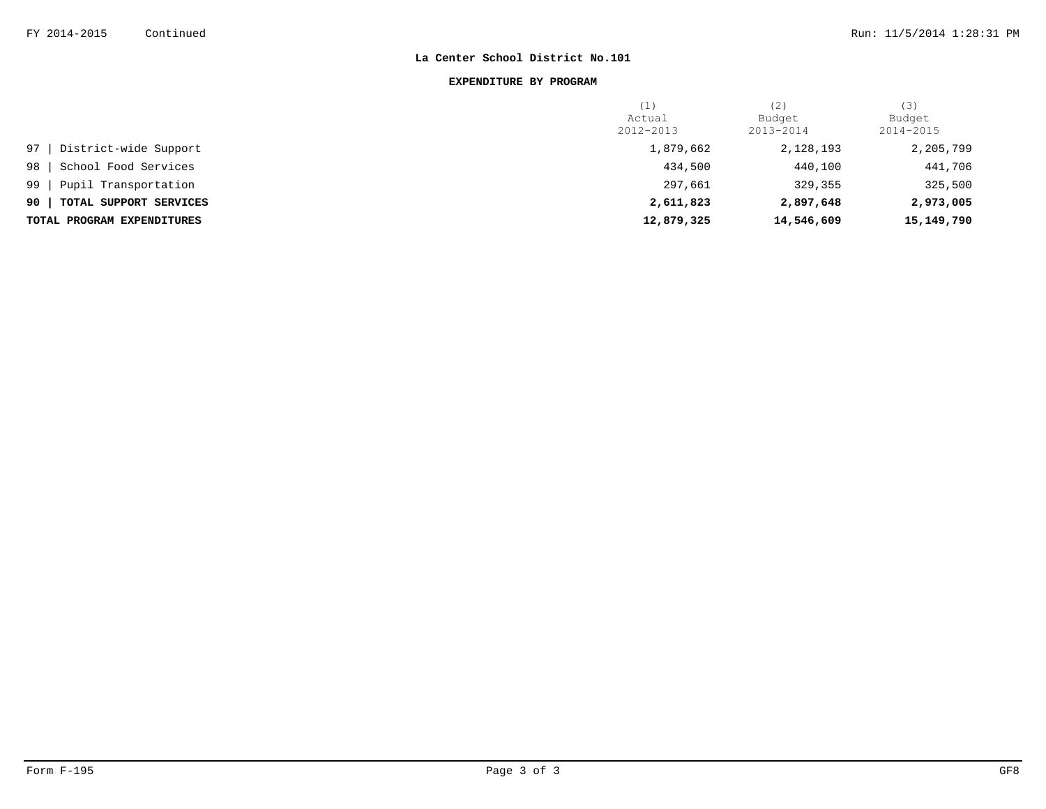**La Center School District No.101**

**EXPENDITURE BY PROGRAM**

| | (1) Actual 2012-2013 | (2) Budget 2013-2014 | (3) Budget 2014-2015 |
|---|---|---|---|
| 97 \| District-wide Support | 1,879,662 | 2,128,193 | 2,205,799 |
| 98 \| School Food Services | 434,500 | 440,100 | 441,706 |
| 99 \| Pupil Transportation | 297,661 | 329,355 | 325,500 |
| **90 \| TOTAL SUPPORT SERVICES** | **2,611,823** | **2,897,648** | **2,973,005** |
| **TOTAL PROGRAM EXPENDITURES** | **12,879,325** | **14,546,609** | **15,149,790** |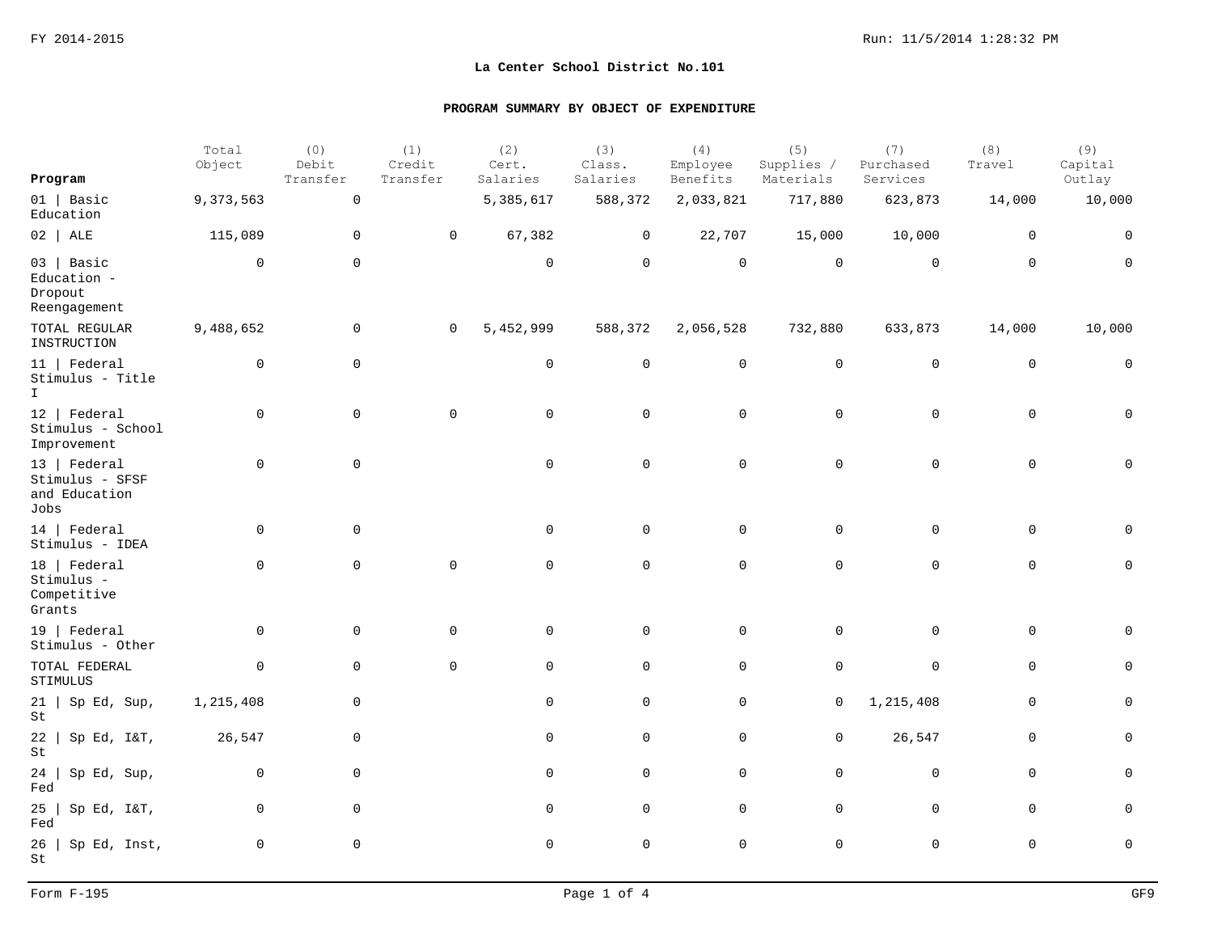FY 2014-2015

**La Center School District No.101**

**PROGRAM SUMMARY BY OBJECT OF EXPENDITURE**

| Program | Total Object | (0) Debit Transfer | (1) Credit Transfer | (2) Cert. Salaries | (3) Class. Salaries | (4) Employee Benefits | (5) Supplies / Materials | (7) Purchased Services | (8) Travel | (9) Capital Outlay |
|---|---|---|---|---|---|---|---|---|---|---|
| 01 \| Basic Education | 9,373,563 | 0 | | 5,385,617 | 588,372 | 2,033,821 | 717,880 | 623,873 | 14,000 | 10,000 |
| 02 \| ALE | 115,089 | 0 | 0 | 67,382 | 0 | 22,707 | 15,000 | 10,000 | 0 | 0 |
| 03 \| Basic Education - Dropout Reengagement | 0 | 0 | | 0 | 0 | 0 | 0 | 0 | 0 | 0 |
| TOTAL REGULAR INSTRUCTION | 9,488,652 | 0 | 0 | 5,452,999 | 588,372 | 2,056,528 | 732,880 | 633,873 | 14,000 | 10,000 |
| 11 \| Federal Stimulus - Title I | 0 | 0 | | 0 | 0 | 0 | 0 | 0 | 0 | 0 |
| 12 \| Federal Stimulus - School Improvement | 0 | 0 | 0 | 0 | 0 | 0 | 0 | 0 | 0 | 0 |
| 13 \| Federal Stimulus - SFSF and Education Jobs | 0 | 0 | | 0 | 0 | 0 | 0 | 0 | 0 | 0 |
| 14 \| Federal Stimulus - IDEA | 0 | 0 | | 0 | 0 | 0 | 0 | 0 | 0 | 0 |
| 18 \| Federal Stimulus - Competitive Grants | 0 | 0 | 0 | 0 | 0 | 0 | 0 | 0 | 0 | 0 |
| 19 \| Federal Stimulus - Other | 0 | 0 | 0 | 0 | 0 | 0 | 0 | 0 | 0 | 0 |
| TOTAL FEDERAL STIMULUS | 0 | 0 | 0 | 0 | 0 | 0 | 0 | 0 | 0 | 0 |
| 21 \| Sp Ed, Sup, St | 1,215,408 | 0 | | 0 | 0 | 0 | 0 | 1,215,408 | 0 | 0 |
| 22 \| Sp Ed, I&T, St | 26,547 | 0 | | 0 | 0 | 0 | 0 | 26,547 | 0 | 0 |
| 24 \| Sp Ed, Sup, Fed | 0 | 0 | | 0 | 0 | 0 | 0 | 0 | 0 | 0 |
| 25 \| Sp Ed, I&T, Fed | 0 | 0 | | 0 | 0 | 0 | 0 | 0 | 0 | 0 |
| 26 \| Sp Ed, Inst, St | 0 | 0 | | 0 | 0 | 0 | 0 | 0 | 0 | 0 |

Form F-195 GF9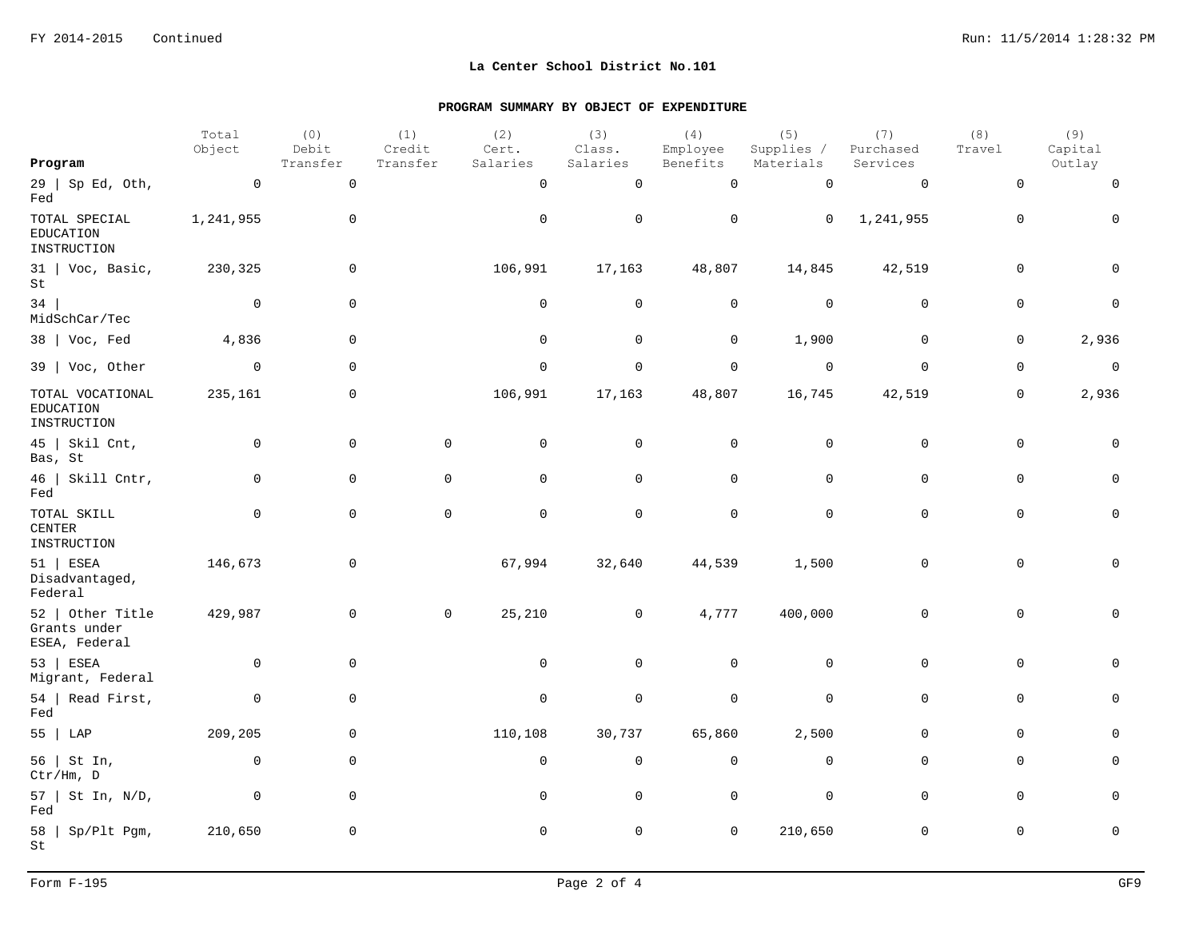FY 2014-2015 Continued

## La Center School District No.101

### PROGRAM SUMMARY BY OBJECT OF EXPENDITURE

| Program | Total Object | (0) Debit Transfer | (1) Credit Transfer | (2) Cert. Salaries | (3) Class. Salaries | (4) Employee Benefits | (5) Supplies / Materials | (7) Purchased Services | (8) Travel | (9) Capital Outlay |
|---|---|---|---|---|---|---|---|---|---|---|
| 29 \| Sp Ed, Oth, Fed | 0 | 0 | | 0 | 0 | 0 | 0 | 0 | 0 | 0 |
| TOTAL SPECIAL EDUCATION INSTRUCTION | 1,241,955 | 0 | | 0 | 0 | 0 | 0 | 1,241,955 | 0 | 0 |
| 31 \| Voc, Basic, St | 230,325 | 0 | | 106,991 | 17,163 | 48,807 | 14,845 | 42,519 | 0 | 0 |
| 34 \| MidSchCar/Tec | 0 | 0 | | 0 | 0 | 0 | 0 | 0 | 0 | 0 |
| 38 \| Voc, Fed | 4,836 | 0 | | 0 | 0 | 0 | 1,900 | 0 | 0 | 2,936 |
| 39 \| Voc, Other | 0 | 0 | | 0 | 0 | 0 | 0 | 0 | 0 | 0 |
| TOTAL VOCATIONAL EDUCATION INSTRUCTION | 235,161 | 0 | | 106,991 | 17,163 | 48,807 | 16,745 | 42,519 | 0 | 2,936 |
| 45 \| Skil Cnt, Bas, St | 0 | 0 | 0 | 0 | 0 | 0 | 0 | 0 | 0 | 0 |
| 46 \| Skill Cntr, Fed | 0 | 0 | 0 | 0 | 0 | 0 | 0 | 0 | 0 | 0 |
| TOTAL SKILL CENTER INSTRUCTION | 0 | 0 | 0 | 0 | 0 | 0 | 0 | 0 | 0 | 0 |
| 51 \| ESEA Disadvantaged, Federal | 146,673 | 0 | | 67,994 | 32,640 | 44,539 | 1,500 | 0 | 0 | 0 |
| 52 \| Other Title Grants under ESEA, Federal | 429,987 | 0 | 0 | 25,210 | 0 | 4,777 | 400,000 | 0 | 0 | 0 |
| 53 \| ESEA Migrant, Federal | 0 | 0 | | 0 | 0 | 0 | 0 | 0 | 0 | 0 |
| 54 \| Read First, Fed | 0 | 0 | | 0 | 0 | 0 | 0 | 0 | 0 | 0 |
| 55 \| LAP | 209,205 | 0 | | 110,108 | 30,737 | 65,860 | 2,500 | 0 | 0 | 0 |
| 56 \| St In, Ctr/Hm, D | 0 | 0 | | 0 | 0 | 0 | 0 | 0 | 0 | 0 |
| 57 \| St In, N/D, Fed | 0 | 0 | | 0 | 0 | 0 | 0 | 0 | 0 | 0 |
| 58 \| Sp/Plt Pgm, St | 210,650 | 0 | | 0 | 0 | 0 | 210,650 | 0 | 0 | 0 |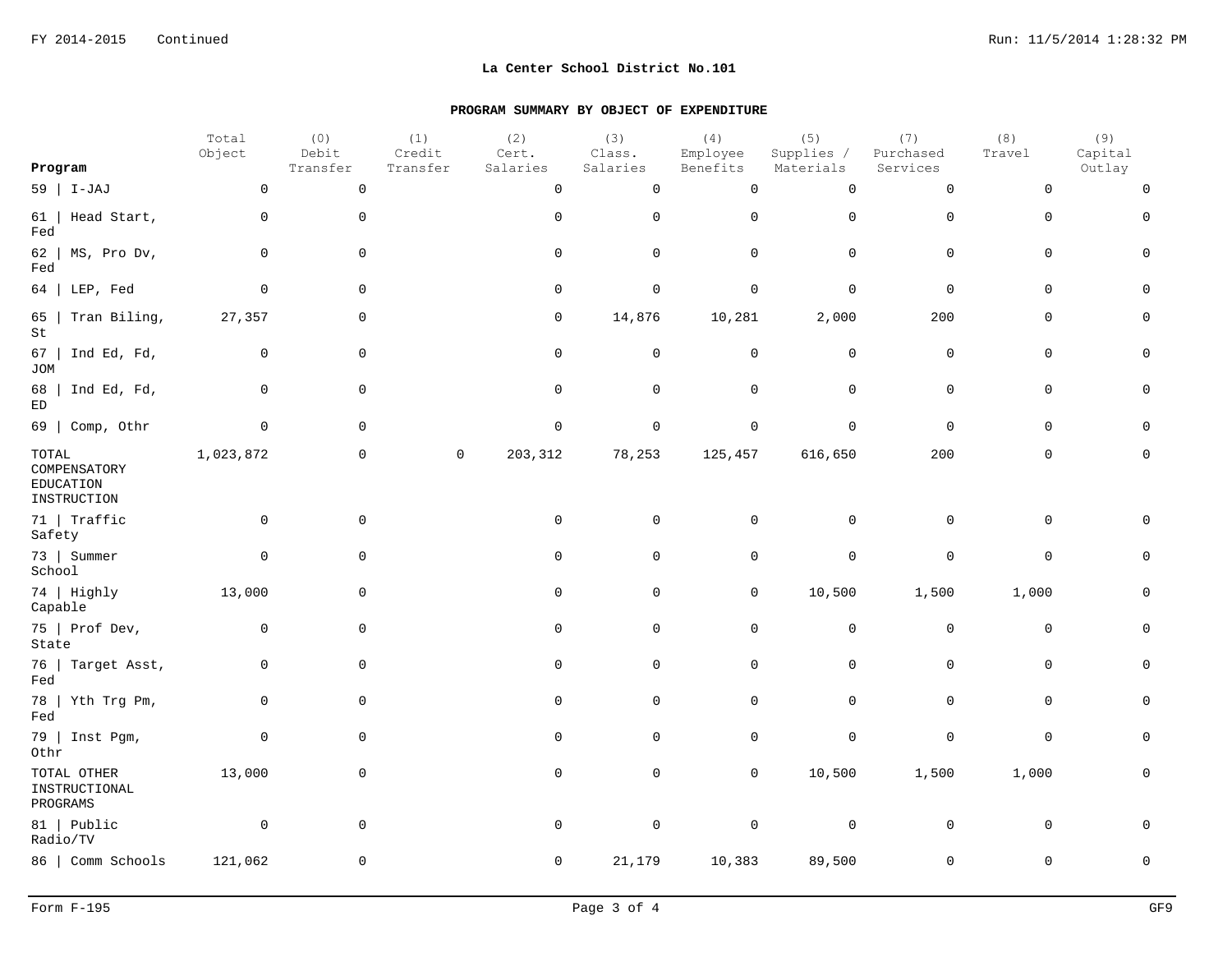## La Center School District No.101

### PROGRAM SUMMARY BY OBJECT OF EXPENDITURE

| Program | Total Object | (0) Debit Transfer | (1) Credit Transfer | (2) Cert. Salaries | (3) Class. Salaries | (4) Employee Benefits | (5) Supplies / Materials | (7) Purchased Services | (8) Travel | (9) Capital Outlay |
|---|---|---|---|---|---|---|---|---|---|---|
| 59 \| I-JAJ | 0 | 0 | | 0 | 0 | 0 | 0 | 0 | 0 | 0 |
| 61 \| Head Start, Fed | 0 | 0 | | 0 | 0 | 0 | 0 | 0 | 0 | 0 |
| 62 \| MS, Pro Dv, Fed | 0 | 0 | | 0 | 0 | 0 | 0 | 0 | 0 | 0 |
| 64 \| LEP, Fed | 0 | 0 | | 0 | 0 | 0 | 0 | 0 | 0 | 0 |
| 65 \| Tran Biling, St | 27,357 | 0 | | 0 | 14,876 | 10,281 | 2,000 | 200 | 0 | 0 |
| 67 \| Ind Ed, Fd, JOM | 0 | 0 | | 0 | 0 | 0 | 0 | 0 | 0 | 0 |
| 68 \| Ind Ed, Fd, ED | 0 | 0 | | 0 | 0 | 0 | 0 | 0 | 0 | 0 |
| 69 \| Comp, Othr | 0 | 0 | | 0 | 0 | 0 | 0 | 0 | 0 | 0 |
| TOTAL COMPENSATORY EDUCATION INSTRUCTION | 1,023,872 | 0 | 0 | 203,312 | 78,253 | 125,457 | 616,650 | 200 | 0 | 0 |
| 71 \| Traffic Safety | 0 | 0 | | 0 | 0 | 0 | 0 | 0 | 0 | 0 |
| 73 \| Summer School | 0 | 0 | | 0 | 0 | 0 | 0 | 0 | 0 | 0 |
| 74 \| Highly Capable | 13,000 | 0 | | 0 | 0 | 0 | 10,500 | 1,500 | 1,000 | 0 |
| 75 \| Prof Dev, State | 0 | 0 | | 0 | 0 | 0 | 0 | 0 | 0 | 0 |
| 76 \| Target Asst, Fed | 0 | 0 | | 0 | 0 | 0 | 0 | 0 | 0 | 0 |
| 78 \| Yth Trg Pm, Fed | 0 | 0 | | 0 | 0 | 0 | 0 | 0 | 0 | 0 |
| 79 \| Inst Pgm, Othr | 0 | 0 | | 0 | 0 | 0 | 0 | 0 | 0 | 0 |
| TOTAL OTHER INSTRUCTIONAL PROGRAMS | 13,000 | 0 | | 0 | 0 | 0 | 10,500 | 1,500 | 1,000 | 0 |
| 81 \| Public Radio/TV | 0 | 0 | | 0 | 0 | 0 | 0 | 0 | 0 | 0 |
| 86 \| Comm Schools | 121,062 | 0 | | 0 | 21,179 | 10,383 | 89,500 | 0 | 0 | 0 |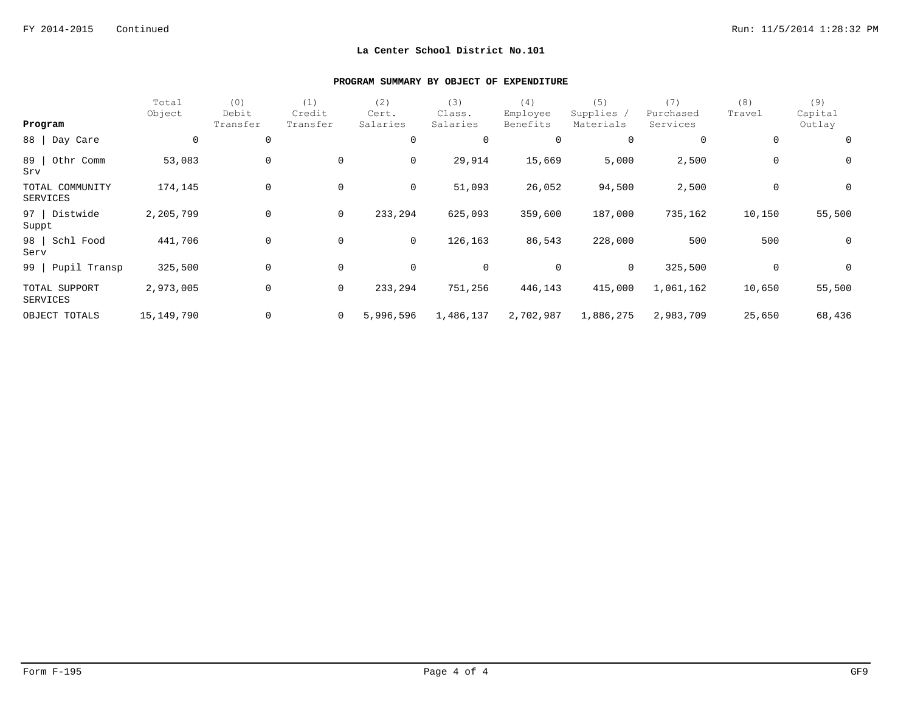FY 2014-2015 Continued

**La Center School District No.101**

**PROGRAM SUMMARY BY OBJECT OF EXPENDITURE**

| Program | Total Object | (0) Debit Transfer | (1) Credit Transfer | (2) Cert. Salaries | (3) Class. Salaries | (4) Employee Benefits | (5) Supplies / Materials | (7) Purchased Services | (8) Travel | (9) Capital Outlay |
|---|---|---|---|---|---|---|---|---|---|---|
| 88 \| Day Care | 0 | 0 | | 0 | 0 | 0 | 0 | 0 | 0 | 0 |
| 89 \| Othr Comm Srv | 53,083 | 0 | 0 | 0 | 29,914 | 15,669 | 5,000 | 2,500 | 0 | 0 |
| TOTAL COMMUNITY SERVICES | 174,145 | 0 | 0 | 0 | 51,093 | 26,052 | 94,500 | 2,500 | 0 | 0 |
| 97 \| Distwide Suppt | 2,205,799 | 0 | 0 | 233,294 | 625,093 | 359,600 | 187,000 | 735,162 | 10,150 | 55,500 |
| 98 \| Schl Food Serv | 441,706 | 0 | 0 | 0 | 126,163 | 86,543 | 228,000 | 500 | 500 | 0 |
| 99 \| Pupil Transp | 325,500 | 0 | 0 | 0 | 0 | 0 | 0 | 325,500 | 0 | 0 |
| TOTAL SUPPORT SERVICES | 2,973,005 | 0 | 0 | 233,294 | 751,256 | 446,143 | 415,000 | 1,061,162 | 10,650 | 55,500 |
| OBJECT TOTALS | 15,149,790 | 0 | 0 | 5,996,596 | 1,486,137 | 2,702,987 | 1,886,275 | 2,983,709 | 25,650 | 68,436 |

Form F-195 GF9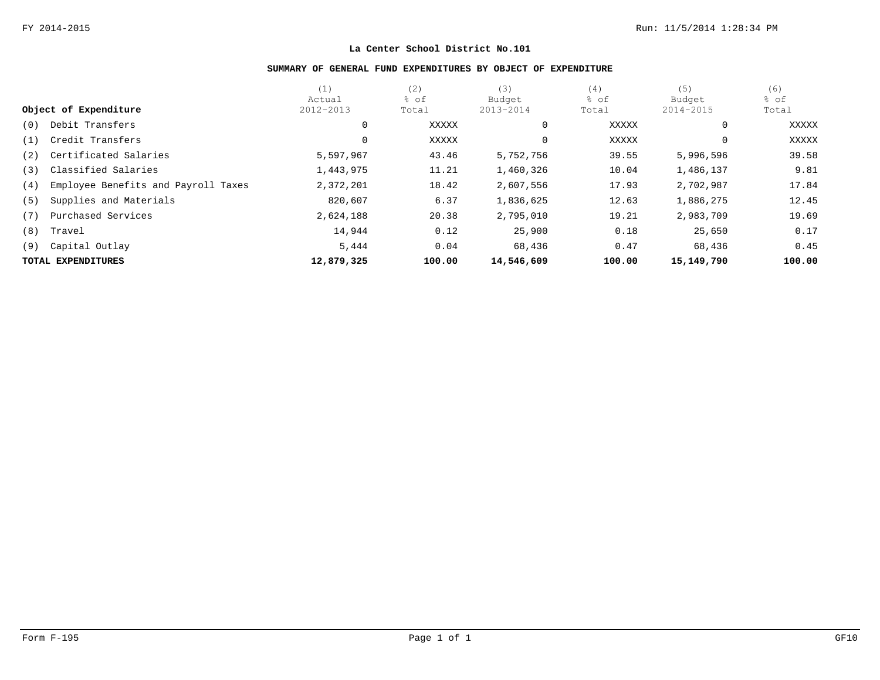FY 2014-2015

## La Center School District No.101

### SUMMARY OF GENERAL FUND EXPENDITURES BY OBJECT OF EXPENDITURE

| Object of Expenditure | (1) Actual 2012-2013 | (2) % of Total | (3) Budget 2013-2014 | (4) % of Total | (5) Budget 2014-2015 | (6) % of Total |
|---|---|---|---|---|---|---|
| (0) Debit Transfers | 0 | XXXXX | 0 | XXXXX | 0 | XXXXX |
| (1) Credit Transfers | 0 | XXXXX | 0 | XXXXX | 0 | XXXXX |
| (2) Certificated Salaries | 5,597,967 | 43.46 | 5,752,756 | 39.55 | 5,996,596 | 39.58 |
| (3) Classified Salaries | 1,443,975 | 11.21 | 1,460,326 | 10.04 | 1,486,137 | 9.81 |
| (4) Employee Benefits and Payroll Taxes | 2,372,201 | 18.42 | 2,607,556 | 17.93 | 2,702,987 | 17.84 |
| (5) Supplies and Materials | 820,607 | 6.37 | 1,836,625 | 12.63 | 1,886,275 | 12.45 |
| (7) Purchased Services | 2,624,188 | 20.38 | 2,795,010 | 19.21 | 2,983,709 | 19.69 |
| (8) Travel | 14,944 | 0.12 | 25,900 | 0.18 | 25,650 | 0.17 |
| (9) Capital Outlay | 5,444 | 0.04 | 68,436 | 0.47 | 68,436 | 0.45 |
| **TOTAL EXPENDITURES** | **12,879,325** | **100.00** | **14,546,609** | **100.00** | **15,149,790** | **100.00** |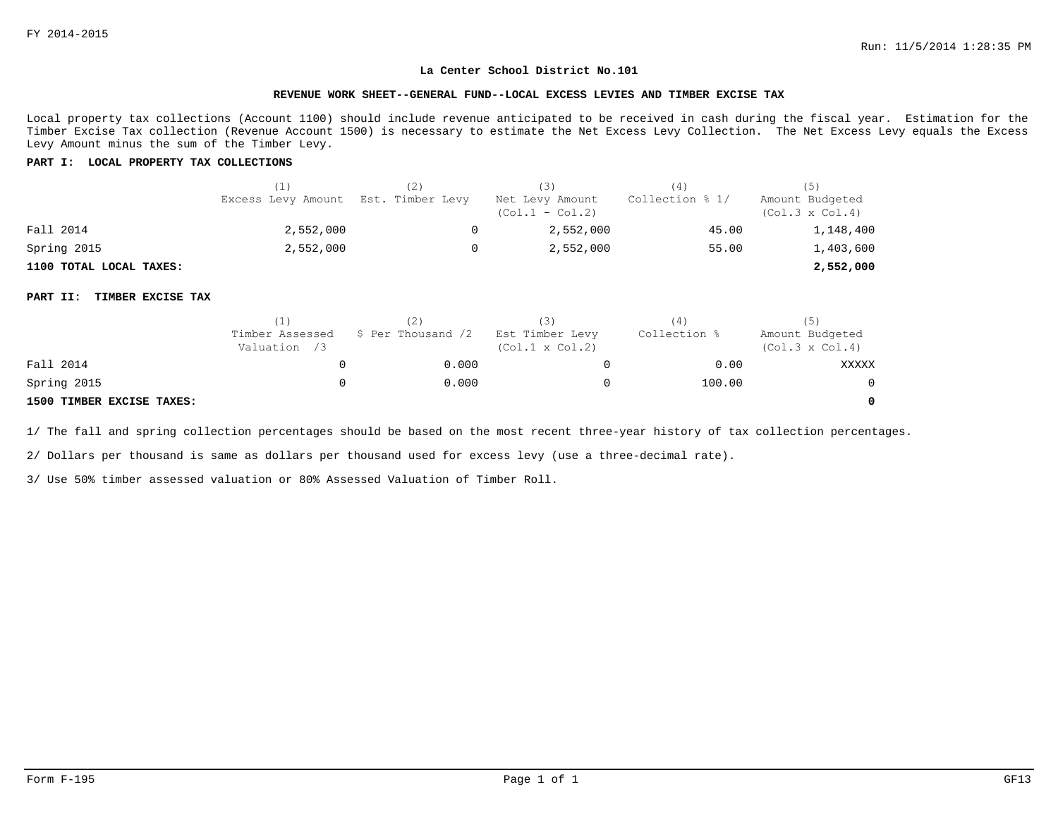FY 2014-2015

Run: 11/5/2014 1:28:35 PM

**La Center School District No.101**

**REVENUE WORK SHEET--GENERAL FUND--LOCAL EXCESS LEVIES AND TIMBER EXCISE TAX**

Local property tax collections (Account 1100) should include revenue anticipated to be received in cash during the fiscal year. Estimation for the Timber Excise Tax collection (Revenue Account 1500) is necessary to estimate the Net Excess Levy Collection. The Net Excess Levy equals the Excess Levy Amount minus the sum of the Timber Levy.

**PART I: LOCAL PROPERTY TAX COLLECTIONS**

| | (1) Excess Levy Amount | (2) Est. Timber Levy | (3) Net Levy Amount (Col.1 - Col.2) | (4) Collection % 1/ | (5) Amount Budgeted (Col.3 x Col.4) |
|---|---|---|---|---|---|
| Fall 2014 | 2,552,000 | 0 | 2,552,000 | 45.00 | 1,148,400 |
| Spring 2015 | 2,552,000 | 0 | 2,552,000 | 55.00 | 1,403,600 |
| **1100 TOTAL LOCAL TAXES:** | | | | | **2,552,000** |

**PART II: TIMBER EXCISE TAX**

| | (1) Timber Assessed Valuation /3 | (2) $ Per Thousand /2 | (3) Est Timber Levy (Col.1 x Col.2) | (4) Collection % | (5) Amount Budgeted (Col.3 x Col.4) |
|---|---|---|---|---|---|
| Fall 2014 | 0 | 0.000 | 0 | 0.00 | XXXXX |
| Spring 2015 | 0 | 0.000 | 0 | 100.00 | 0 |
| **1500 TIMBER EXCISE TAXES:** | | | | | **0** |

1/ The fall and spring collection percentages should be based on the most recent three-year history of tax collection percentages.

2/ Dollars per thousand is same as dollars per thousand used for excess levy (use a three-decimal rate).

3/ Use 50% timber assessed valuation or 80% Assessed Valuation of Timber Roll.

Form F-195 GF13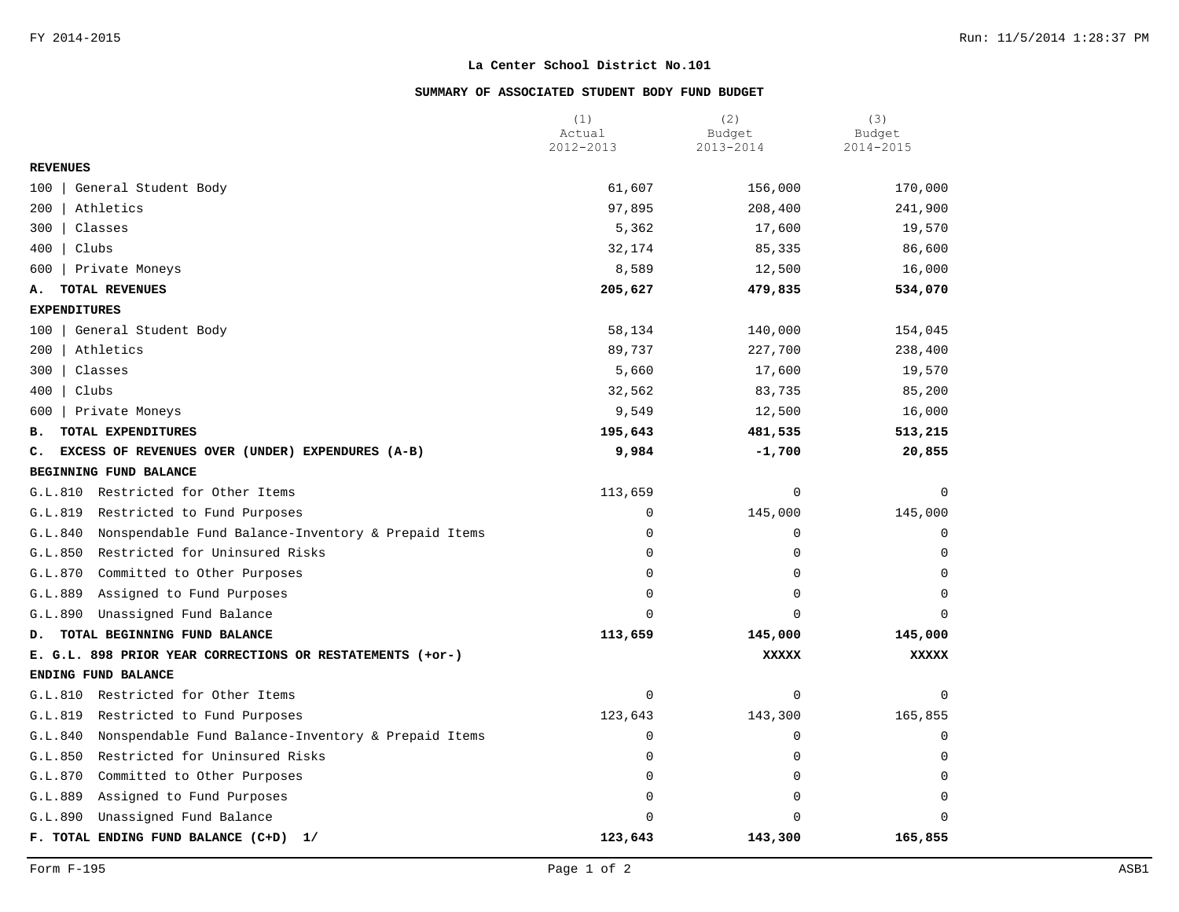**La Center School District No.101**

**SUMMARY OF ASSOCIATED STUDENT BODY FUND BUDGET**

| | (1) Actual 2012-2013 | (2) Budget 2013-2014 | (3) Budget 2014-2015 |
|---|---|---|---|
| **REVENUES** | | | |
| 100 \| General Student Body | 61,607 | 156,000 | 170,000 |
| 200 \| Athletics | 97,895 | 208,400 | 241,900 |
| 300 \| Classes | 5,362 | 17,600 | 19,570 |
| 400 \| Clubs | 32,174 | 85,335 | 86,600 |
| 600 \| Private Moneys | 8,589 | 12,500 | 16,000 |
| **A. TOTAL REVENUES** | **205,627** | **479,835** | **534,070** |
| **EXPENDITURES** | | | |
| 100 \| General Student Body | 58,134 | 140,000 | 154,045 |
| 200 \| Athletics | 89,737 | 227,700 | 238,400 |
| 300 \| Classes | 5,660 | 17,600 | 19,570 |
| 400 \| Clubs | 32,562 | 83,735 | 85,200 |
| 600 \| Private Moneys | 9,549 | 12,500 | 16,000 |
| **B. TOTAL EXPENDITURES** | **195,643** | **481,535** | **513,215** |
| **C. EXCESS OF REVENUES OVER (UNDER) EXPENDURES (A-B)** | **9,984** | **-1,700** | **20,855** |
| **BEGINNING FUND BALANCE** | | | |
| G.L.810 Restricted for Other Items | 113,659 | 0 | 0 |
| G.L.819 Restricted to Fund Purposes | 0 | 145,000 | 145,000 |
| G.L.840 Nonspendable Fund Balance-Inventory & Prepaid Items | 0 | 0 | 0 |
| G.L.850 Restricted for Uninsured Risks | 0 | 0 | 0 |
| G.L.870 Committed to Other Purposes | 0 | 0 | 0 |
| G.L.889 Assigned to Fund Purposes | 0 | 0 | 0 |
| G.L.890 Unassigned Fund Balance | 0 | 0 | 0 |
| **D. TOTAL BEGINNING FUND BALANCE** | **113,659** | **145,000** | **145,000** |
| **E. G.L. 898 PRIOR YEAR CORRECTIONS OR RESTATEMENTS (+or-)** | | **XXXXX** | **XXXXX** |
| **ENDING FUND BALANCE** | | | |
| G.L.810 Restricted for Other Items | 0 | 0 | 0 |
| G.L.819 Restricted to Fund Purposes | 123,643 | 143,300 | 165,855 |
| G.L.840 Nonspendable Fund Balance-Inventory & Prepaid Items | 0 | 0 | 0 |
| G.L.850 Restricted for Uninsured Risks | 0 | 0 | 0 |
| G.L.870 Committed to Other Purposes | 0 | 0 | 0 |
| G.L.889 Assigned to Fund Purposes | 0 | 0 | 0 |
| G.L.890 Unassigned Fund Balance | 0 | 0 | 0 |
| **F. TOTAL ENDING FUND BALANCE (C+D) 1/** | **123,643** | **143,300** | **165,855** |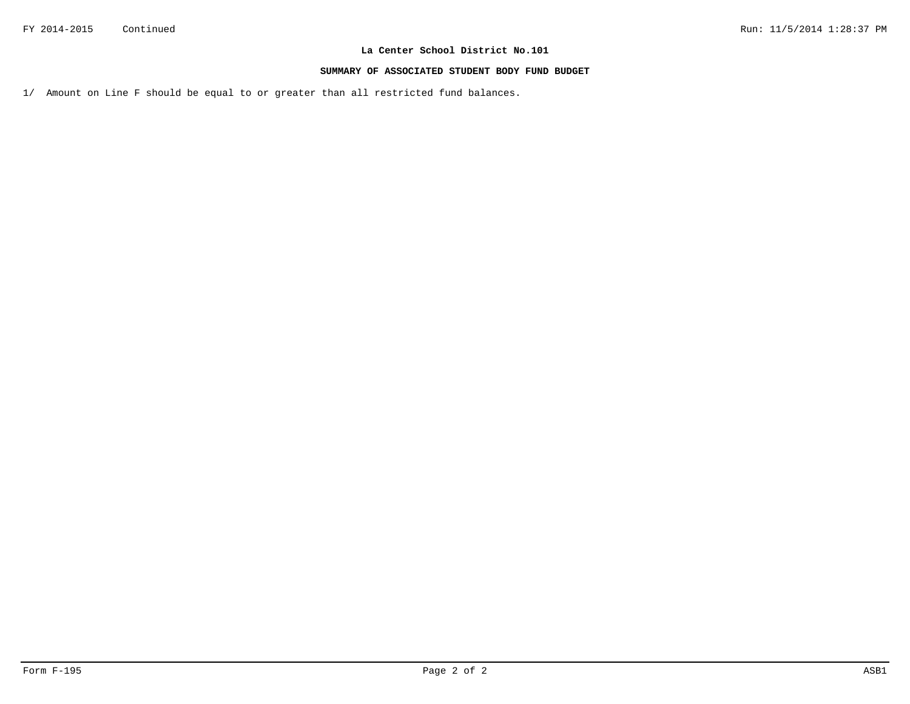**La Center School District No.101**

**SUMMARY OF ASSOCIATED STUDENT BODY FUND BUDGET**

1/ Amount on Line F should be equal to or greater than all restricted fund balances.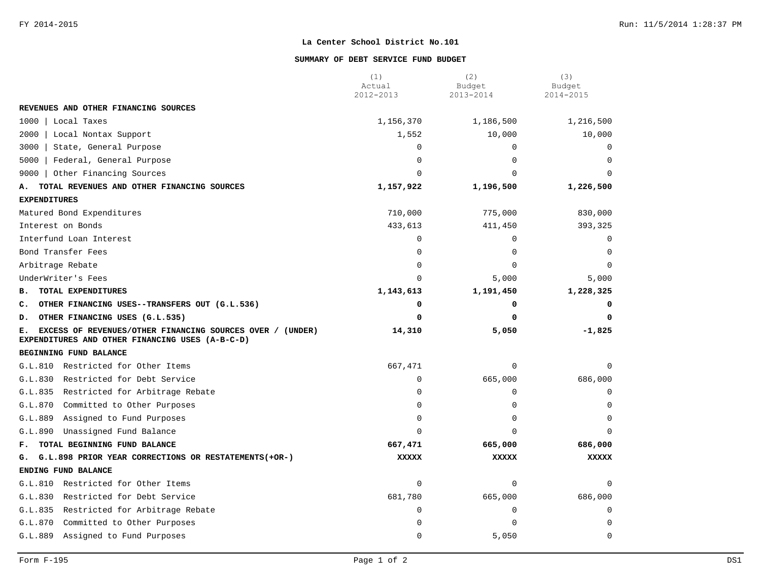## La Center School District No.101

### SUMMARY OF DEBT SERVICE FUND BUDGET

| | (1) Actual 2012-2013 | (2) Budget 2013-2014 | (3) Budget 2014-2015 |
|---|---|---|---|
| **REVENUES AND OTHER FINANCING SOURCES** | | | |
| 1000 \| Local Taxes | 1,156,370 | 1,186,500 | 1,216,500 |
| 2000 \| Local Nontax Support | 1,552 | 10,000 | 10,000 |
| 3000 \| State, General Purpose | 0 | 0 | 0 |
| 5000 \| Federal, General Purpose | 0 | 0 | 0 |
| 9000 \| Other Financing Sources | 0 | 0 | 0 |
| **A. TOTAL REVENUES AND OTHER FINANCING SOURCES** | **1,157,922** | **1,196,500** | **1,226,500** |
| **EXPENDITURES** | | | |
| Matured Bond Expenditures | 710,000 | 775,000 | 830,000 |
| Interest on Bonds | 433,613 | 411,450 | 393,325 |
| Interfund Loan Interest | 0 | 0 | 0 |
| Bond Transfer Fees | 0 | 0 | 0 |
| Arbitrage Rebate | 0 | 0 | 0 |
| UnderWriter's Fees | 0 | 5,000 | 5,000 |
| **B. TOTAL EXPENDITURES** | **1,143,613** | **1,191,450** | **1,228,325** |
| **C. OTHER FINANCING USES--TRANSFERS OUT (G.L.536)** | **0** | **0** | **0** |
| **D. OTHER FINANCING USES (G.L.535)** | **0** | **0** | **0** |
| **E. EXCESS OF REVENUES/OTHER FINANCING SOURCES OVER / (UNDER) EXPENDITURES AND OTHER FINANCING USES (A-B-C-D)** | **14,310** | **5,050** | **-1,825** |
| **BEGINNING FUND BALANCE** | | | |
| G.L.810 Restricted for Other Items | 667,471 | 0 | 0 |
| G.L.830 Restricted for Debt Service | 0 | 665,000 | 686,000 |
| G.L.835 Restricted for Arbitrage Rebate | 0 | 0 | 0 |
| G.L.870 Committed to Other Purposes | 0 | 0 | 0 |
| G.L.889 Assigned to Fund Purposes | 0 | 0 | 0 |
| G.L.890 Unassigned Fund Balance | 0 | 0 | 0 |
| **F. TOTAL BEGINNING FUND BALANCE** | **667,471** | **665,000** | **686,000** |
| **G. G.L.898 PRIOR YEAR CORRECTIONS OR RESTATEMENTS(+OR-)** | **XXXXX** | **XXXXX** | **XXXXX** |
| **ENDING FUND BALANCE** | | | |
| G.L.810 Restricted for Other Items | 0 | 0 | 0 |
| G.L.830 Restricted for Debt Service | 681,780 | 665,000 | 686,000 |
| G.L.835 Restricted for Arbitrage Rebate | 0 | 0 | 0 |
| G.L.870 Committed to Other Purposes | 0 | 0 | 0 |
| G.L.889 Assigned to Fund Purposes | 0 | 5,050 | 0 |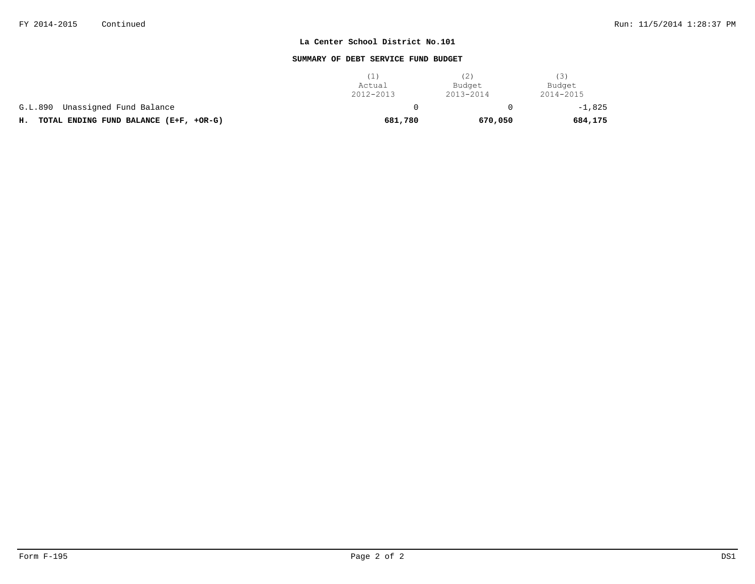**La Center School District No.101**

**SUMMARY OF DEBT SERVICE FUND BUDGET**

| | (1) Actual 2012-2013 | (2) Budget 2013-2014 | (3) Budget 2014-2015 |
|---|---|---|---|
| G.L.890 Unassigned Fund Balance | 0 | 0 | -1,825 |
| **H. TOTAL ENDING FUND BALANCE (E+F, +OR-G)** | **681,780** | **670,050** | **684,175** |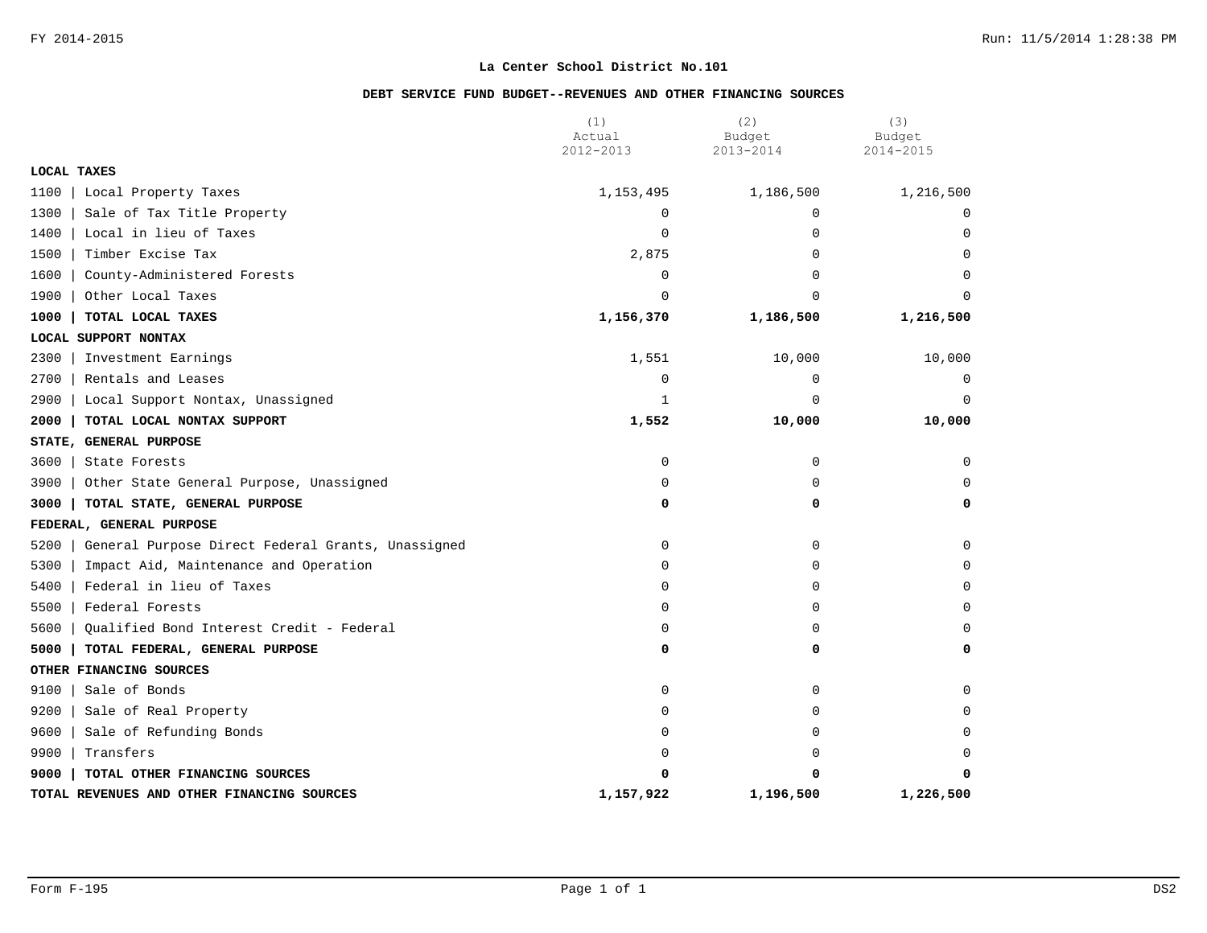**La Center School District No.101**

**DEBT SERVICE FUND BUDGET--REVENUES AND OTHER FINANCING SOURCES**

| | (1) Actual 2012-2013 | (2) Budget 2013-2014 | (3) Budget 2014-2015 |
|---|---|---|---|
| **LOCAL TAXES** | | | |
| 1100 \| Local Property Taxes | 1,153,495 | 1,186,500 | 1,216,500 |
| 1300 \| Sale of Tax Title Property | 0 | 0 | 0 |
| 1400 \| Local in lieu of Taxes | 0 | 0 | 0 |
| 1500 \| Timber Excise Tax | 2,875 | 0 | 0 |
| 1600 \| County-Administered Forests | 0 | 0 | 0 |
| 1900 \| Other Local Taxes | 0 | 0 | 0 |
| **1000 \| TOTAL LOCAL TAXES** | **1,156,370** | **1,186,500** | **1,216,500** |
| **LOCAL SUPPORT NONTAX** | | | |
| 2300 \| Investment Earnings | 1,551 | 10,000 | 10,000 |
| 2700 \| Rentals and Leases | 0 | 0 | 0 |
| 2900 \| Local Support Nontax, Unassigned | 1 | 0 | 0 |
| **2000 \| TOTAL LOCAL NONTAX SUPPORT** | **1,552** | **10,000** | **10,000** |
| **STATE, GENERAL PURPOSE** | | | |
| 3600 \| State Forests | 0 | 0 | 0 |
| 3900 \| Other State General Purpose, Unassigned | 0 | 0 | 0 |
| **3000 \| TOTAL STATE, GENERAL PURPOSE** | **0** | **0** | **0** |
| **FEDERAL, GENERAL PURPOSE** | | | |
| 5200 \| General Purpose Direct Federal Grants, Unassigned | 0 | 0 | 0 |
| 5300 \| Impact Aid, Maintenance and Operation | 0 | 0 | 0 |
| 5400 \| Federal in lieu of Taxes | 0 | 0 | 0 |
| 5500 \| Federal Forests | 0 | 0 | 0 |
| 5600 \| Qualified Bond Interest Credit - Federal | 0 | 0 | 0 |
| **5000 \| TOTAL FEDERAL, GENERAL PURPOSE** | **0** | **0** | **0** |
| **OTHER FINANCING SOURCES** | | | |
| 9100 \| Sale of Bonds | 0 | 0 | 0 |
| 9200 \| Sale of Real Property | 0 | 0 | 0 |
| 9600 \| Sale of Refunding Bonds | 0 | 0 | 0 |
| 9900 \| Transfers | 0 | 0 | 0 |
| **9000 \| TOTAL OTHER FINANCING SOURCES** | **0** | **0** | **0** |
| **TOTAL REVENUES AND OTHER FINANCING SOURCES** | **1,157,922** | **1,196,500** | **1,226,500** |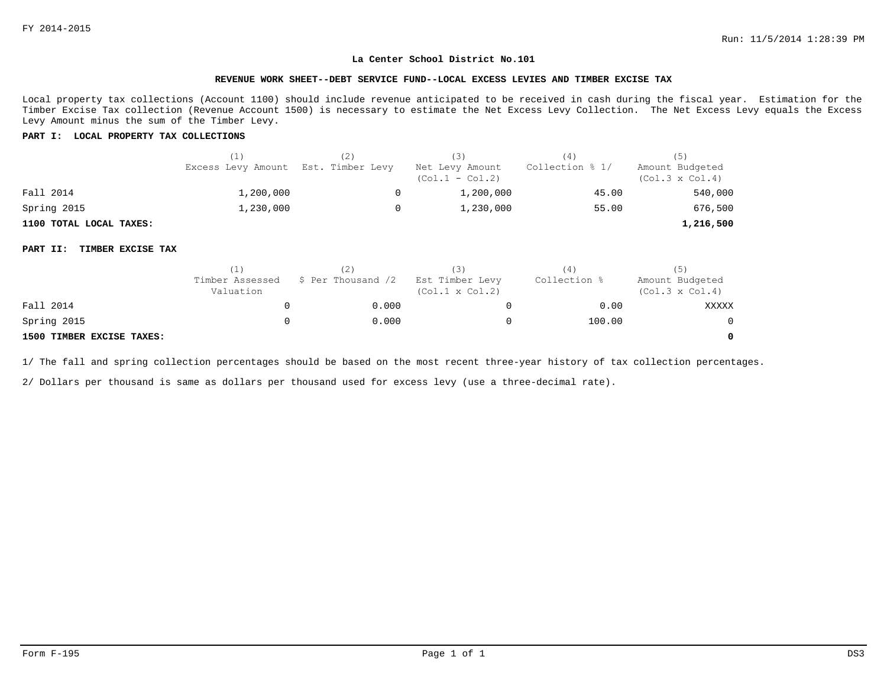FY 2014-2015

# La Center School District No.101

## REVENUE WORK SHEET--DEBT SERVICE FUND--LOCAL EXCESS LEVIES AND TIMBER EXCISE TAX

Local property tax collections (Account 1100) should include revenue anticipated to be received in cash during the fiscal year. Estimation for the Timber Excise Tax collection (Revenue Account 1500) is necessary to estimate the Net Excess Levy Collection. The Net Excess Levy equals the Excess Levy Amount minus the sum of the Timber Levy.

**PART I: LOCAL PROPERTY TAX COLLECTIONS**

| | (1) Excess Levy Amount | (2) Est. Timber Levy | (3) Net Levy Amount (Col.1 - Col.2) | (4) Collection % 1/ | (5) Amount Budgeted (Col.3 x Col.4) |
|---|---|---|---|---|---|
| Fall 2014 | 1,200,000 | 0 | 1,200,000 | 45.00 | 540,000 |
| Spring 2015 | 1,230,000 | 0 | 1,230,000 | 55.00 | 676,500 |
| **1100 TOTAL LOCAL TAXES:** | | | | | **1,216,500** |

**PART II: TIMBER EXCISE TAX**

| | (1) Timber Assessed Valuation | (2) $ Per Thousand /2 | (3) Est Timber Levy (Col.1 x Col.2) | (4) Collection % | (5) Amount Budgeted (Col.3 x Col.4) |
|---|---|---|---|---|---|
| Fall 2014 | 0 | 0.000 | 0 | 0.00 | XXXXX |
| Spring 2015 | 0 | 0.000 | 0 | 100.00 | 0 |
| **1500 TIMBER EXCISE TAXES:** | | | | | **0** |

1/ The fall and spring collection percentages should be based on the most recent three-year history of tax collection percentages.

2/ Dollars per thousand is same as dollars per thousand used for excess levy (use a three-decimal rate).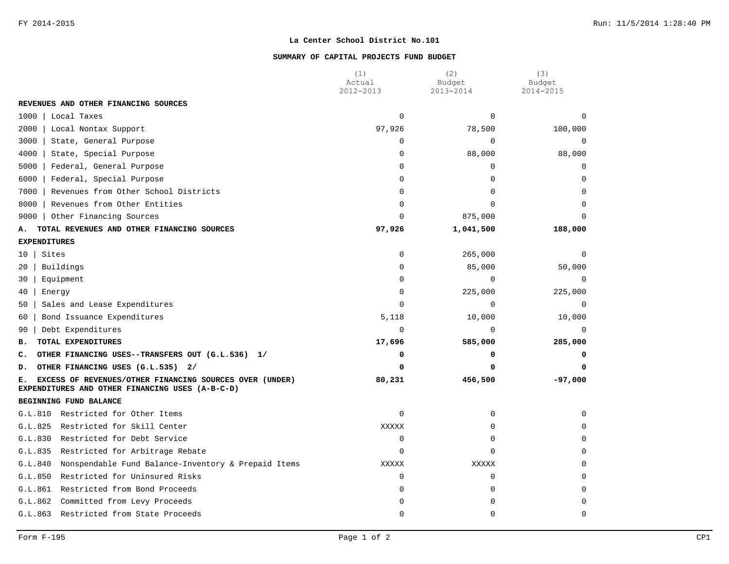**La Center School District No.101**

**SUMMARY OF CAPITAL PROJECTS FUND BUDGET**

| | (1) Actual 2012-2013 | (2) Budget 2013-2014 | (3) Budget 2014-2015 |
|---|---|---|---|
| **REVENUES AND OTHER FINANCING SOURCES** | | | |
| 1000 \| Local Taxes | 0 | 0 | 0 |
| 2000 \| Local Nontax Support | 97,926 | 78,500 | 100,000 |
| 3000 \| State, General Purpose | 0 | 0 | 0 |
| 4000 \| State, Special Purpose | 0 | 88,000 | 88,000 |
| 5000 \| Federal, General Purpose | 0 | 0 | 0 |
| 6000 \| Federal, Special Purpose | 0 | 0 | 0 |
| 7000 \| Revenues from Other School Districts | 0 | 0 | 0 |
| 8000 \| Revenues from Other Entities | 0 | 0 | 0 |
| 9000 \| Other Financing Sources | 0 | 875,000 | 0 |
| **A. TOTAL REVENUES AND OTHER FINANCING SOURCES** | **97,926** | **1,041,500** | **188,000** |
| **EXPENDITURES** | | | |
| 10 \| Sites | 0 | 265,000 | 0 |
| 20 \| Buildings | 0 | 85,000 | 50,000 |
| 30 \| Equipment | 0 | 0 | 0 |
| 40 \| Energy | 0 | 225,000 | 225,000 |
| 50 \| Sales and Lease Expenditures | 0 | 0 | 0 |
| 60 \| Bond Issuance Expenditures | 5,118 | 10,000 | 10,000 |
| 90 \| Debt Expenditures | 0 | 0 | 0 |
| **B. TOTAL EXPENDITURES** | **17,696** | **585,000** | **285,000** |
| **C. OTHER FINANCING USES--TRANSFERS OUT (G.L.536) 1/** | **0** | **0** | **0** |
| **D. OTHER FINANCING USES (G.L.535) 2/** | **0** | **0** | **0** |
| **E. EXCESS OF REVENUES/OTHER FINANCING SOURCES OVER (UNDER) EXPENDITURES AND OTHER FINANCING USES (A-B-C-D)** | **80,231** | **456,500** | **-97,000** |
| **BEGINNING FUND BALANCE** | | | |
| G.L.810 Restricted for Other Items | 0 | 0 | 0 |
| G.L.825 Restricted for Skill Center | XXXXX | 0 | 0 |
| G.L.830 Restricted for Debt Service | 0 | 0 | 0 |
| G.L.835 Restricted for Arbitrage Rebate | 0 | 0 | 0 |
| G.L.840 Nonspendable Fund Balance-Inventory & Prepaid Items | XXXXX | XXXXX | 0 |
| G.L.850 Restricted for Uninsured Risks | 0 | 0 | 0 |
| G.L.861 Restricted from Bond Proceeds | 0 | 0 | 0 |
| G.L.862 Committed from Levy Proceeds | 0 | 0 | 0 |
| G.L.863 Restricted from State Proceeds | 0 | 0 | 0 |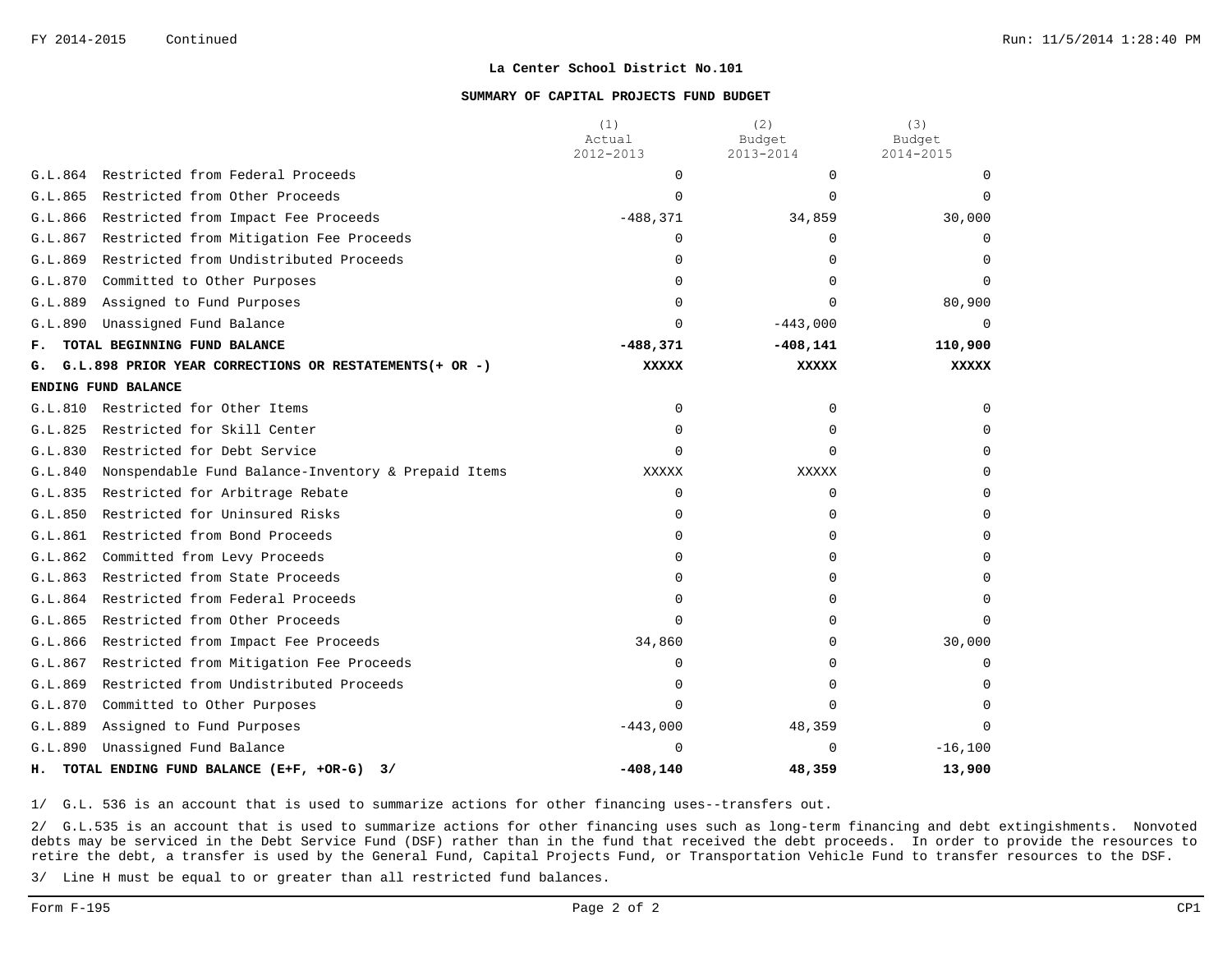FY 2014-2015 Continued

## La Center School District No.101

### SUMMARY OF CAPITAL PROJECTS FUND BUDGET

| | (1) Actual 2012-2013 | (2) Budget 2013-2014 | (3) Budget 2014-2015 |
|---|---|---|---|
| G.L.864 Restricted from Federal Proceeds | 0 | 0 | 0 |
| G.L.865 Restricted from Other Proceeds | 0 | 0 | 0 |
| G.L.866 Restricted from Impact Fee Proceeds | -488,371 | 34,859 | 30,000 |
| G.L.867 Restricted from Mitigation Fee Proceeds | 0 | 0 | 0 |
| G.L.869 Restricted from Undistributed Proceeds | 0 | 0 | 0 |
| G.L.870 Committed to Other Purposes | 0 | 0 | 0 |
| G.L.889 Assigned to Fund Purposes | 0 | 0 | 80,900 |
| G.L.890 Unassigned Fund Balance | 0 | -443,000 | 0 |
| **F. TOTAL BEGINNING FUND BALANCE** | **-488,371** | **-408,141** | **110,900** |
| **G. G.L.898 PRIOR YEAR CORRECTIONS OR RESTATEMENTS(+ OR -)** | **XXXXX** | **XXXXX** | **XXXXX** |
| **ENDING FUND BALANCE** | | | |
| G.L.810 Restricted for Other Items | 0 | 0 | 0 |
| G.L.825 Restricted for Skill Center | 0 | 0 | 0 |
| G.L.830 Restricted for Debt Service | 0 | 0 | 0 |
| G.L.840 Nonspendable Fund Balance-Inventory & Prepaid Items | XXXXX | XXXXX | 0 |
| G.L.835 Restricted for Arbitrage Rebate | 0 | 0 | 0 |
| G.L.850 Restricted for Uninsured Risks | 0 | 0 | 0 |
| G.L.861 Restricted from Bond Proceeds | 0 | 0 | 0 |
| G.L.862 Committed from Levy Proceeds | 0 | 0 | 0 |
| G.L.863 Restricted from State Proceeds | 0 | 0 | 0 |
| G.L.864 Restricted from Federal Proceeds | 0 | 0 | 0 |
| G.L.865 Restricted from Other Proceeds | 0 | 0 | 0 |
| G.L.866 Restricted from Impact Fee Proceeds | 34,860 | 0 | 30,000 |
| G.L.867 Restricted from Mitigation Fee Proceeds | 0 | 0 | 0 |
| G.L.869 Restricted from Undistributed Proceeds | 0 | 0 | 0 |
| G.L.870 Committed to Other Purposes | 0 | 0 | 0 |
| G.L.889 Assigned to Fund Purposes | -443,000 | 48,359 | 0 |
| G.L.890 Unassigned Fund Balance | 0 | 0 | -16,100 |
| **H. TOTAL ENDING FUND BALANCE (E+F, +OR-G) 3/** | **-408,140** | **48,359** | **13,900** |

1/ G.L. 536 is an account that is used to summarize actions for other financing uses--transfers out.

2/ G.L.535 is an account that is used to summarize actions for other financing uses such as long-term financing and debt extingishments. Nonvoted debts may be serviced in the Debt Service Fund (DSF) rather than in the fund that received the debt proceeds. In order to provide the resources to retire the debt, a transfer is used by the General Fund, Capital Projects Fund, or Transportation Vehicle Fund to transfer resources to the DSF.

3/ Line H must be equal to or greater than all restricted fund balances.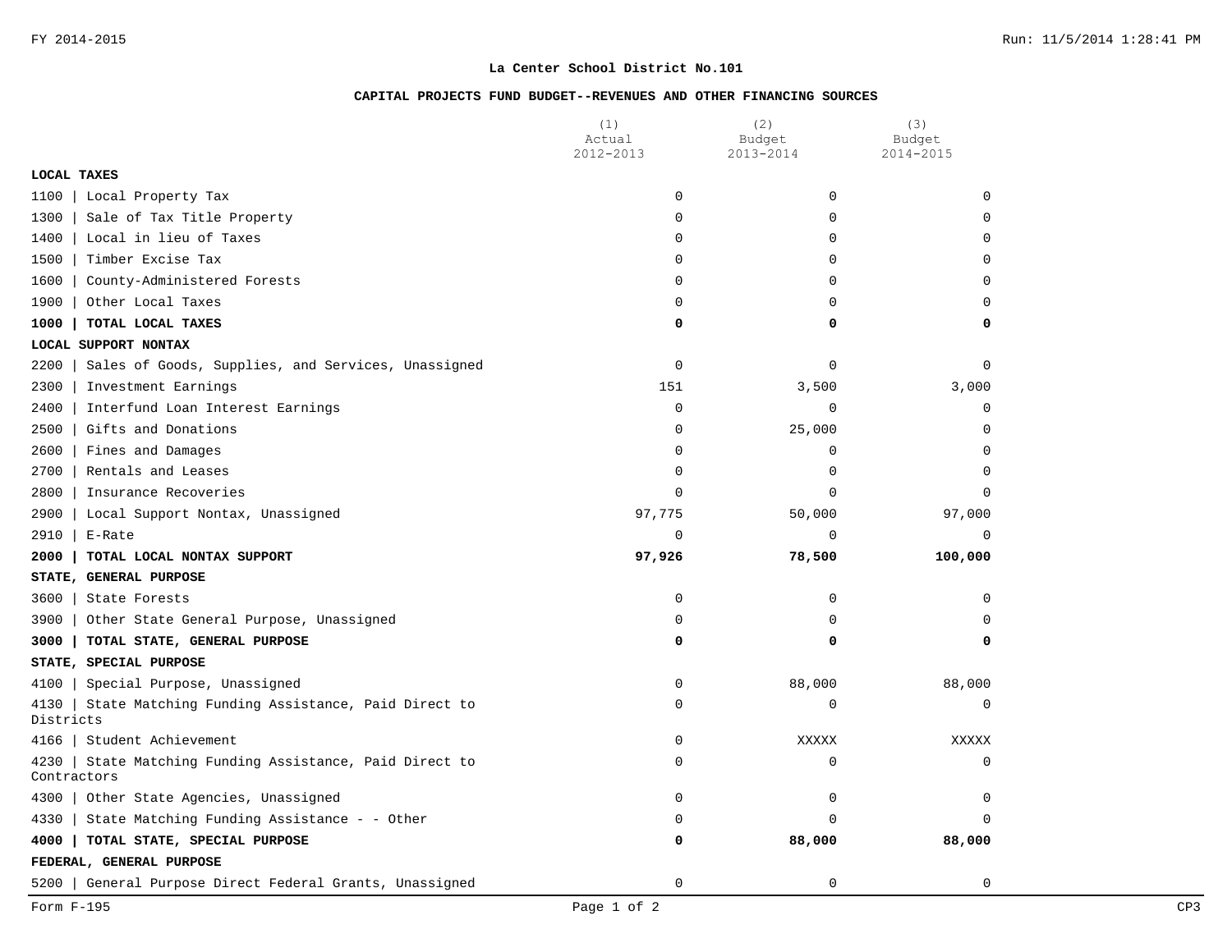**La Center School District No.101**

**CAPITAL PROJECTS FUND BUDGET--REVENUES AND OTHER FINANCING SOURCES**

| | (1) Actual 2012-2013 | (2) Budget 2013-2014 | (3) Budget 2014-2015 |
|---|---|---|---|
| **LOCAL TAXES** | | | |
| 1100 \| Local Property Tax | 0 | 0 | 0 |
| 1300 \| Sale of Tax Title Property | 0 | 0 | 0 |
| 1400 \| Local in lieu of Taxes | 0 | 0 | 0 |
| 1500 \| Timber Excise Tax | 0 | 0 | 0 |
| 1600 \| County-Administered Forests | 0 | 0 | 0 |
| 1900 \| Other Local Taxes | 0 | 0 | 0 |
| **1000 \| TOTAL LOCAL TAXES** | **0** | **0** | **0** |
| **LOCAL SUPPORT NONTAX** | | | |
| 2200 \| Sales of Goods, Supplies, and Services, Unassigned | 0 | 0 | 0 |
| 2300 \| Investment Earnings | 151 | 3,500 | 3,000 |
| 2400 \| Interfund Loan Interest Earnings | 0 | 0 | 0 |
| 2500 \| Gifts and Donations | 0 | 25,000 | 0 |
| 2600 \| Fines and Damages | 0 | 0 | 0 |
| 2700 \| Rentals and Leases | 0 | 0 | 0 |
| 2800 \| Insurance Recoveries | 0 | 0 | 0 |
| 2900 \| Local Support Nontax, Unassigned | 97,775 | 50,000 | 97,000 |
| 2910 \| E-Rate | 0 | 0 | 0 |
| **2000 \| TOTAL LOCAL NONTAX SUPPORT** | **97,926** | **78,500** | **100,000** |
| **STATE, GENERAL PURPOSE** | | | |
| 3600 \| State Forests | 0 | 0 | 0 |
| 3900 \| Other State General Purpose, Unassigned | 0 | 0 | 0 |
| **3000 \| TOTAL STATE, GENERAL PURPOSE** | **0** | **0** | **0** |
| **STATE, SPECIAL PURPOSE** | | | |
| 4100 \| Special Purpose, Unassigned | 0 | 88,000 | 88,000 |
| 4130 \| State Matching Funding Assistance, Paid Direct to Districts | 0 | 0 | 0 |
| 4166 \| Student Achievement | 0 | XXXXX | XXXXX |
| 4230 \| State Matching Funding Assistance, Paid Direct to Contractors | 0 | 0 | 0 |
| 4300 \| Other State Agencies, Unassigned | 0 | 0 | 0 |
| 4330 \| State Matching Funding Assistance - - Other | 0 | 0 | 0 |
| **4000 \| TOTAL STATE, SPECIAL PURPOSE** | **0** | **88,000** | **88,000** |
| **FEDERAL, GENERAL PURPOSE** | | | |
| 5200 \| General Purpose Direct Federal Grants, Unassigned | 0 | 0 | 0 |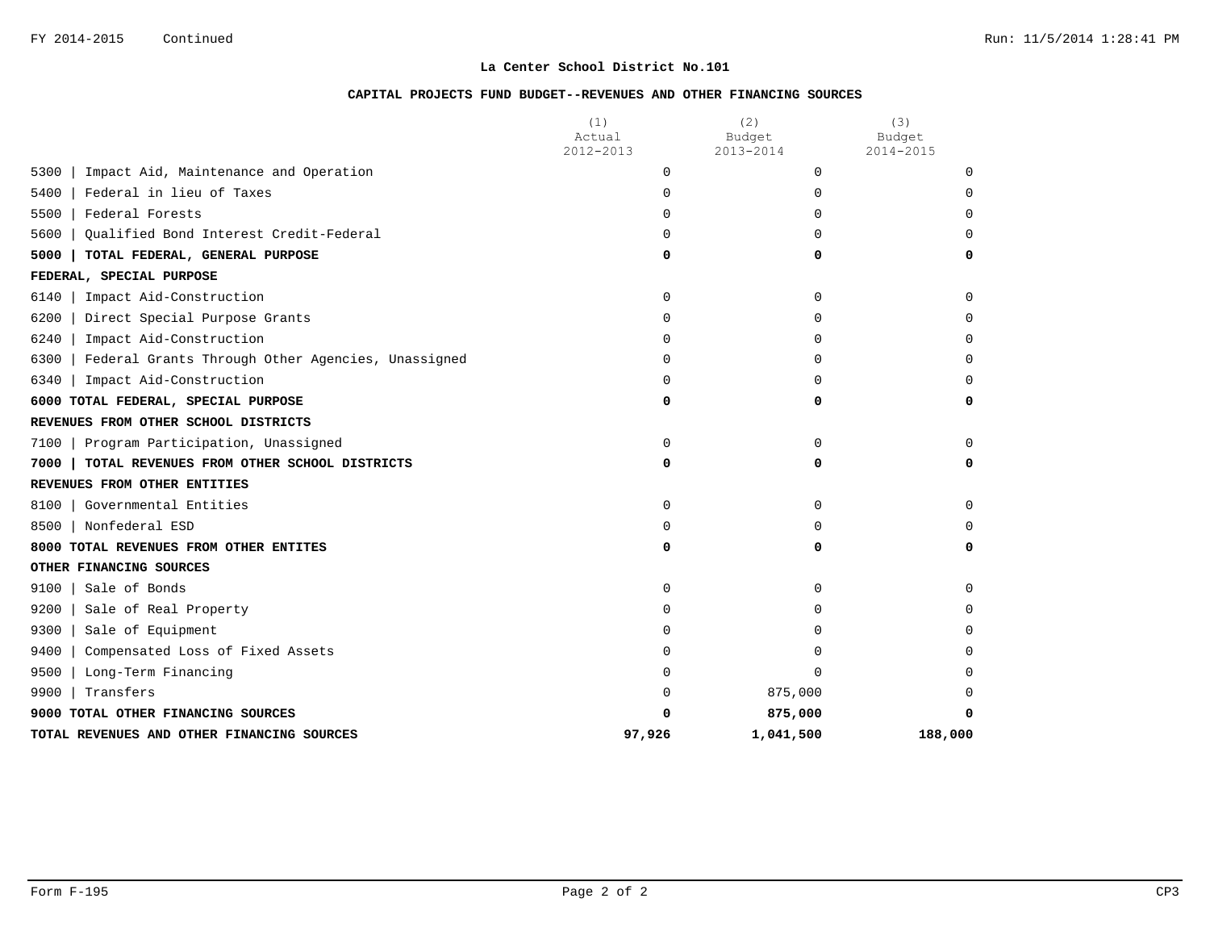FY 2014-2015 Continued

## La Center School District No.101

### CAPITAL PROJECTS FUND BUDGET--REVENUES AND OTHER FINANCING SOURCES

| | (1) Actual 2012-2013 | (2) Budget 2013-2014 | (3) Budget 2014-2015 |
|---|---|---|---|
| 5300 \| Impact Aid, Maintenance and Operation | 0 | 0 | 0 |
| 5400 \| Federal in lieu of Taxes | 0 | 0 | 0 |
| 5500 \| Federal Forests | 0 | 0 | 0 |
| 5600 \| Qualified Bond Interest Credit-Federal | 0 | 0 | 0 |
| **5000 \| TOTAL FEDERAL, GENERAL PURPOSE** | **0** | **0** | **0** |
| **FEDERAL, SPECIAL PURPOSE** | | | |
| 6140 \| Impact Aid-Construction | 0 | 0 | 0 |
| 6200 \| Direct Special Purpose Grants | 0 | 0 | 0 |
| 6240 \| Impact Aid-Construction | 0 | 0 | 0 |
| 6300 \| Federal Grants Through Other Agencies, Unassigned | 0 | 0 | 0 |
| 6340 \| Impact Aid-Construction | 0 | 0 | 0 |
| **6000 TOTAL FEDERAL, SPECIAL PURPOSE** | **0** | **0** | **0** |
| **REVENUES FROM OTHER SCHOOL DISTRICTS** | | | |
| 7100 \| Program Participation, Unassigned | 0 | 0 | 0 |
| **7000 \| TOTAL REVENUES FROM OTHER SCHOOL DISTRICTS** | **0** | **0** | **0** |
| **REVENUES FROM OTHER ENTITIES** | | | |
| 8100 \| Governmental Entities | 0 | 0 | 0 |
| 8500 \| Nonfederal ESD | 0 | 0 | 0 |
| **8000 TOTAL REVENUES FROM OTHER ENTITES** | **0** | **0** | **0** |
| **OTHER FINANCING SOURCES** | | | |
| 9100 \| Sale of Bonds | 0 | 0 | 0 |
| 9200 \| Sale of Real Property | 0 | 0 | 0 |
| 9300 \| Sale of Equipment | 0 | 0 | 0 |
| 9400 \| Compensated Loss of Fixed Assets | 0 | 0 | 0 |
| 9500 \| Long-Term Financing | 0 | 0 | 0 |
| 9900 \| Transfers | 0 | 875,000 | 0 |
| **9000 TOTAL OTHER FINANCING SOURCES** | **0** | **875,000** | **0** |
| **TOTAL REVENUES AND OTHER FINANCING SOURCES** | **97,926** | **1,041,500** | **188,000** |

Form F-195 CP3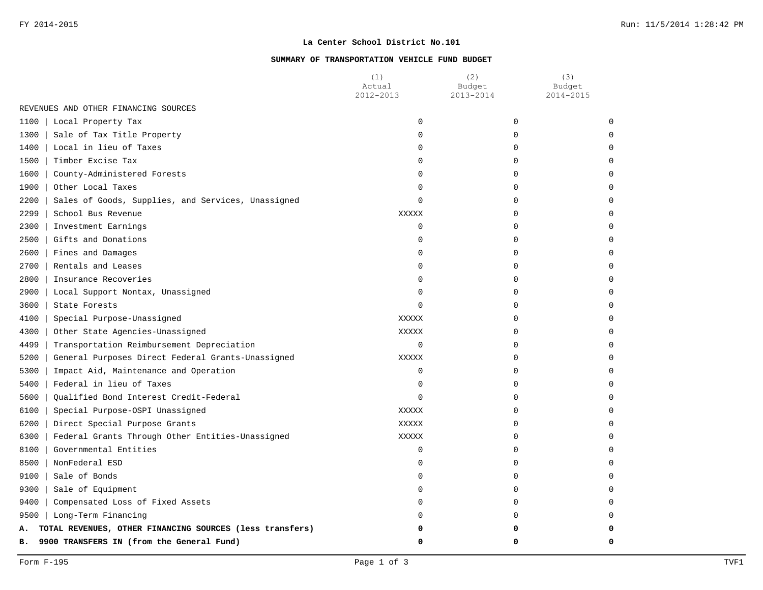**La Center School District No.101**

**SUMMARY OF TRANSPORTATION VEHICLE FUND BUDGET**

| | (1) Actual 2012-2013 | (2) Budget 2013-2014 | (3) Budget 2014-2015 |
|---|---|---|---|
| REVENUES AND OTHER FINANCING SOURCES | | | |
| 1100 \| Local Property Tax | 0 | 0 | 0 |
| 1300 \| Sale of Tax Title Property | 0 | 0 | 0 |
| 1400 \| Local in lieu of Taxes | 0 | 0 | 0 |
| 1500 \| Timber Excise Tax | 0 | 0 | 0 |
| 1600 \| County-Administered Forests | 0 | 0 | 0 |
| 1900 \| Other Local Taxes | 0 | 0 | 0 |
| 2200 \| Sales of Goods, Supplies, and Services, Unassigned | 0 | 0 | 0 |
| 2299 \| School Bus Revenue | XXXXX | 0 | 0 |
| 2300 \| Investment Earnings | 0 | 0 | 0 |
| 2500 \| Gifts and Donations | 0 | 0 | 0 |
| 2600 \| Fines and Damages | 0 | 0 | 0 |
| 2700 \| Rentals and Leases | 0 | 0 | 0 |
| 2800 \| Insurance Recoveries | 0 | 0 | 0 |
| 2900 \| Local Support Nontax, Unassigned | 0 | 0 | 0 |
| 3600 \| State Forests | 0 | 0 | 0 |
| 4100 \| Special Purpose-Unassigned | XXXXX | 0 | 0 |
| 4300 \| Other State Agencies-Unassigned | XXXXX | 0 | 0 |
| 4499 \| Transportation Reimbursement Depreciation | 0 | 0 | 0 |
| 5200 \| General Purposes Direct Federal Grants-Unassigned | XXXXX | 0 | 0 |
| 5300 \| Impact Aid, Maintenance and Operation | 0 | 0 | 0 |
| 5400 \| Federal in lieu of Taxes | 0 | 0 | 0 |
| 5600 \| Qualified Bond Interest Credit-Federal | 0 | 0 | 0 |
| 6100 \| Special Purpose-OSPI Unassigned | XXXXX | 0 | 0 |
| 6200 \| Direct Special Purpose Grants | XXXXX | 0 | 0 |
| 6300 \| Federal Grants Through Other Entities-Unassigned | XXXXX | 0 | 0 |
| 8100 \| Governmental Entities | 0 | 0 | 0 |
| 8500 \| NonFederal ESD | 0 | 0 | 0 |
| 9100 \| Sale of Bonds | 0 | 0 | 0 |
| 9300 \| Sale of Equipment | 0 | 0 | 0 |
| 9400 \| Compensated Loss of Fixed Assets | 0 | 0 | 0 |
| 9500 \| Long-Term Financing | 0 | 0 | 0 |
| **A. TOTAL REVENUES, OTHER FINANCING SOURCES (less transfers)** | **0** | **0** | **0** |
| **B. 9900 TRANSFERS IN (from the General Fund)** | **0** | **0** | **0** |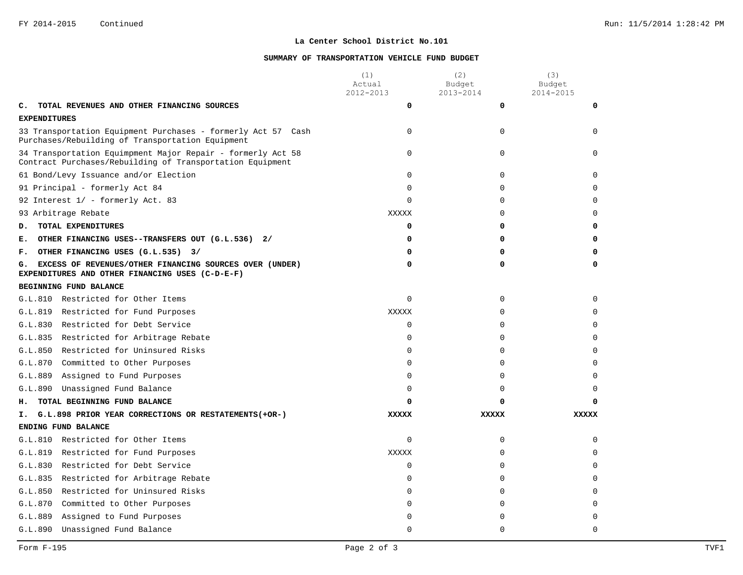**La Center School District No.101**

**SUMMARY OF TRANSPORTATION VEHICLE FUND BUDGET**

| | (1) Actual 2012-2013 | (2) Budget 2013-2014 | (3) Budget 2014-2015 |
|---|---|---|---|
| **C. TOTAL REVENUES AND OTHER FINANCING SOURCES** | **0** | **0** | **0** |
| **EXPENDITURES** | | | |
| 33 Transportation Equipment Purchases - formerly Act 57 Cash Purchases/Rebuilding of Transportation Equipment | 0 | 0 | 0 |
| 34 Transportation Equimpment Major Repair - formerly Act 58 Contract Purchases/Rebuilding of Transportation Equipment | 0 | 0 | 0 |
| 61 Bond/Levy Issuance and/or Election | 0 | 0 | 0 |
| 91 Principal - formerly Act 84 | 0 | 0 | 0 |
| 92 Interest 1/ - formerly Act. 83 | 0 | 0 | 0 |
| 93 Arbitrage Rebate | XXXXX | 0 | 0 |
| **D. TOTAL EXPENDITURES** | **0** | **0** | **0** |
| **E. OTHER FINANCING USES--TRANSFERS OUT (G.L.536) 2/** | **0** | **0** | **0** |
| **F. OTHER FINANCING USES (G.L.535) 3/** | **0** | **0** | **0** |
| **G. EXCESS OF REVENUES/OTHER FINANCING SOURCES OVER (UNDER) EXPENDITURES AND OTHER FINANCING USES (C-D-E-F)** | **0** | **0** | **0** |
| **BEGINNING FUND BALANCE** | | | |
| G.L.810 Restricted for Other Items | 0 | 0 | 0 |
| G.L.819 Restricted for Fund Purposes | XXXXX | 0 | 0 |
| G.L.830 Restricted for Debt Service | 0 | 0 | 0 |
| G.L.835 Restricted for Arbitrage Rebate | 0 | 0 | 0 |
| G.L.850 Restricted for Uninsured Risks | 0 | 0 | 0 |
| G.L.870 Committed to Other Purposes | 0 | 0 | 0 |
| G.L.889 Assigned to Fund Purposes | 0 | 0 | 0 |
| G.L.890 Unassigned Fund Balance | 0 | 0 | 0 |
| **H. TOTAL BEGINNING FUND BALANCE** | **0** | **0** | **0** |
| **I. G.L.898 PRIOR YEAR CORRECTIONS OR RESTATEMENTS(+OR-)** | **XXXXX** | **XXXXX** | **XXXXX** |
| **ENDING FUND BALANCE** | | | |
| G.L.810 Restricted for Other Items | 0 | 0 | 0 |
| G.L.819 Restricted for Fund Purposes | XXXXX | 0 | 0 |
| G.L.830 Restricted for Debt Service | 0 | 0 | 0 |
| G.L.835 Restricted for Arbitrage Rebate | 0 | 0 | 0 |
| G.L.850 Restricted for Uninsured Risks | 0 | 0 | 0 |
| G.L.870 Committed to Other Purposes | 0 | 0 | 0 |
| G.L.889 Assigned to Fund Purposes | 0 | 0 | 0 |
| G.L.890 Unassigned Fund Balance | 0 | 0 | 0 |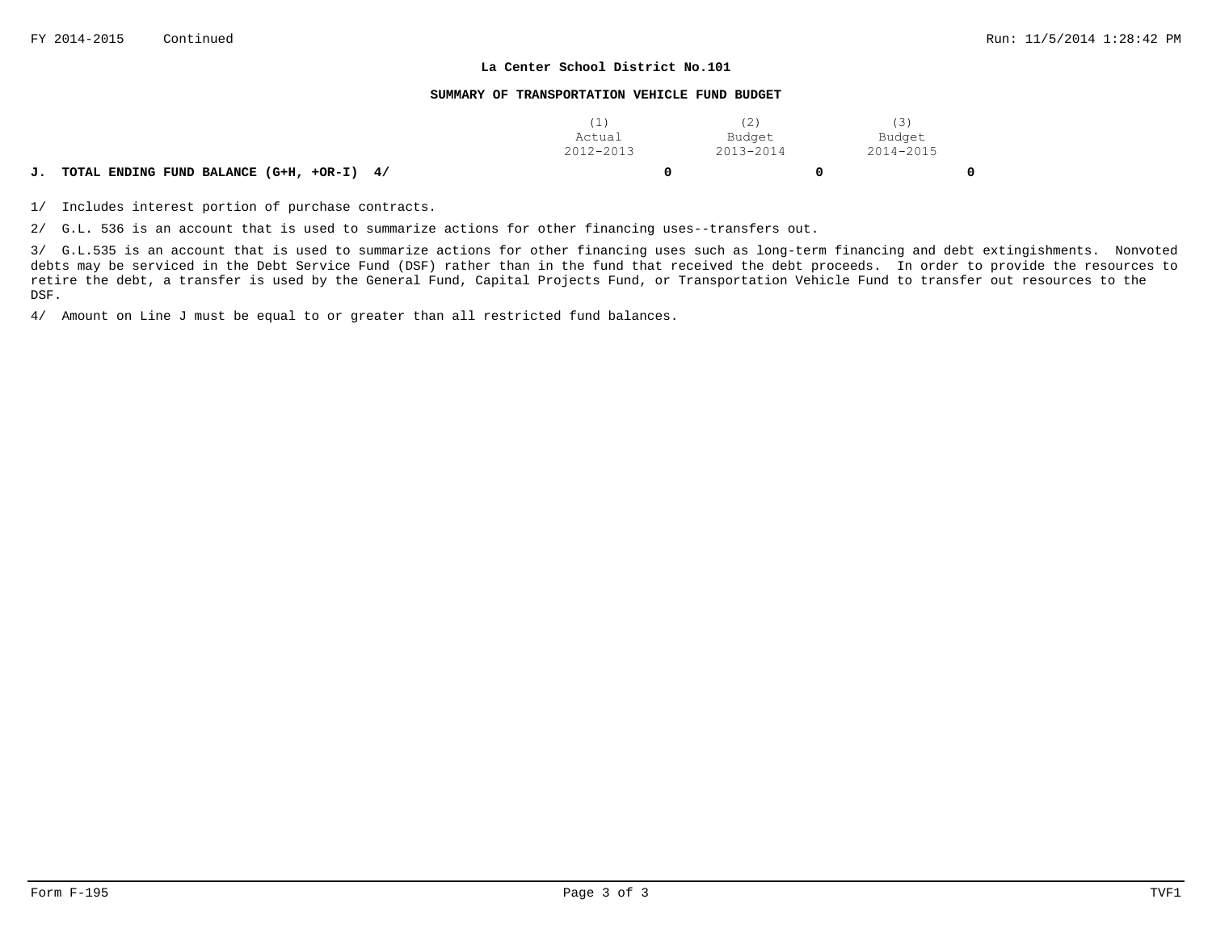**La Center School District No.101**

**SUMMARY OF TRANSPORTATION VEHICLE FUND BUDGET**

| | (1) Actual 2012-2013 | (2) Budget 2013-2014 | (3) Budget 2014-2015 |
|---|---|---|---|
| **J. TOTAL ENDING FUND BALANCE (G+H, +OR-I) 4/** | **0** | **0** | **0** |

1/ Includes interest portion of purchase contracts.

2/ G.L. 536 is an account that is used to summarize actions for other financing uses--transfers out.

3/ G.L.535 is an account that is used to summarize actions for other financing uses such as long-term financing and debt extingishments. Nonvoted debts may be serviced in the Debt Service Fund (DSF) rather than in the fund that received the debt proceeds. In order to provide the resources to retire the debt, a transfer is used by the General Fund, Capital Projects Fund, or Transportation Vehicle Fund to transfer out resources to the DSF.

4/ Amount on Line J must be equal to or greater than all restricted fund balances.